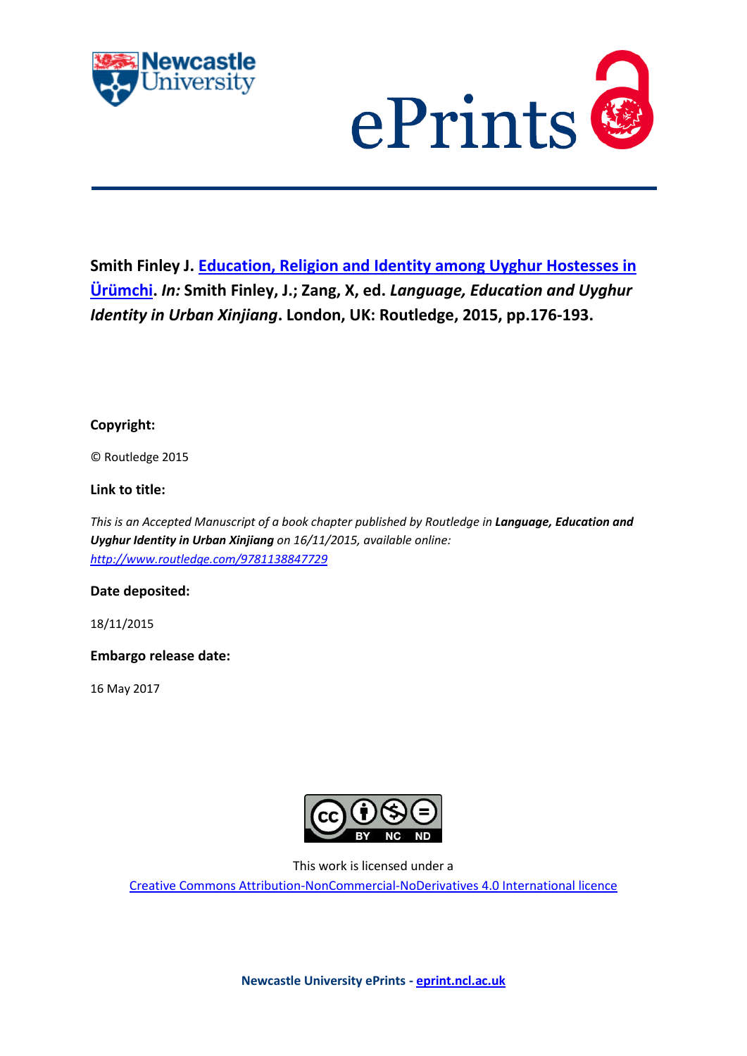**Smith Finley J. Education, Religion and Identity among Uyghur Hostesses in Ürümchi. *In:* Smith Finley, J.; Zang, X, ed. *Language, Education and Uyghur Identity in Urban Xinjiang*. London, UK: Routledge, 2015, pp.176-193.**

**Copyright:**

© Routledge 2015

**Link to title:**

*This is an Accepted Manuscript of a book chapter published by Routledge in* ***Language, Education and Uyghur Identity in Urban Xinjiang*** *on 16/11/2015, available online:* *http://www.routledge.com/9781138847729*

**Date deposited:**

18/11/2015

**Embargo release date:**

16 May 2017

This work is licensed under a
Creative Commons Attribution-NonCommercial-NoDerivatives 4.0 International licence

**Newcastle University ePrints - eprint.ncl.ac.uk**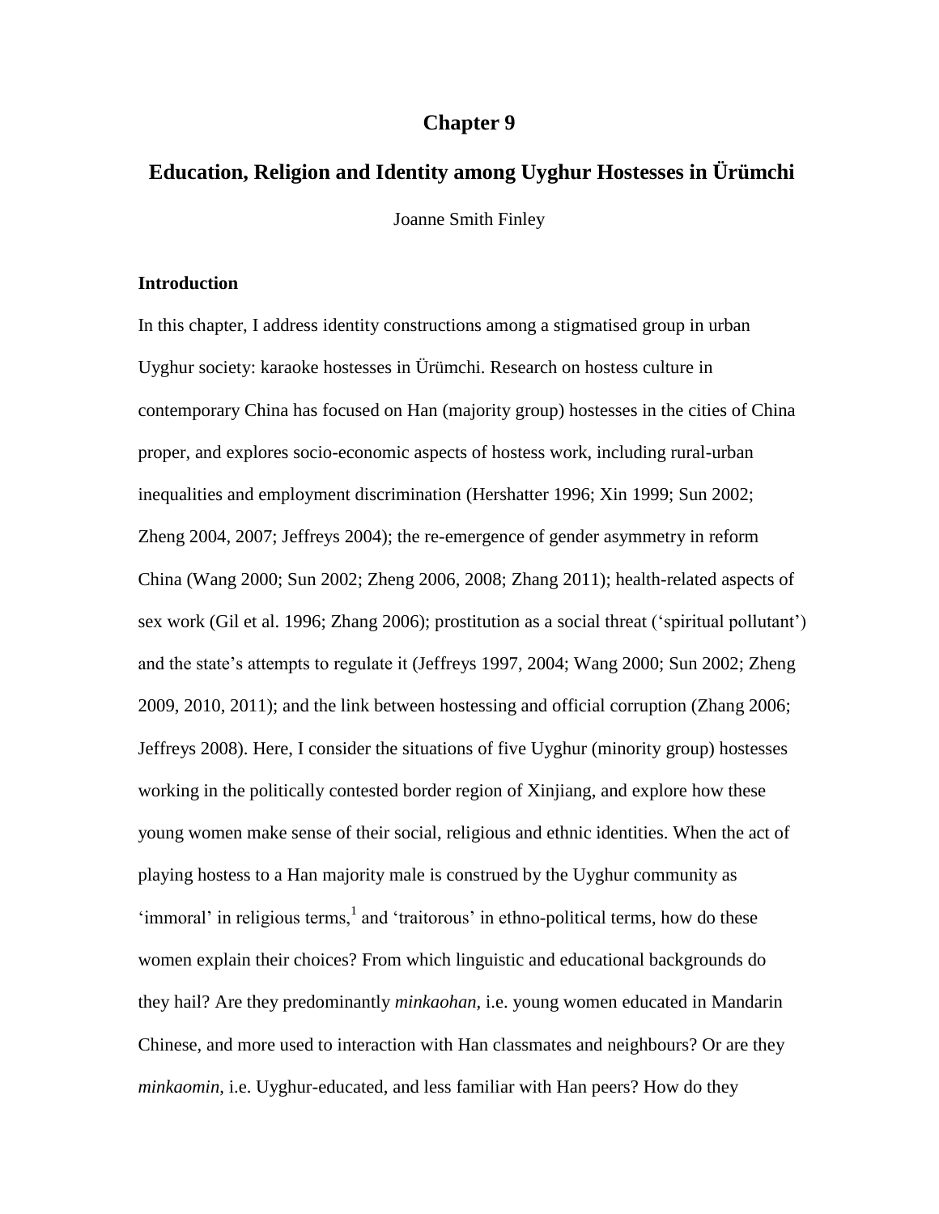# Chapter 9

## Education, Religion and Identity among Uyghur Hostesses in Ürümchi

Joanne Smith Finley

### Introduction

In this chapter, I address identity constructions among a stigmatised group in urban Uyghur society: karaoke hostesses in Ürümchi. Research on hostess culture in contemporary China has focused on Han (majority group) hostesses in the cities of China proper, and explores socio-economic aspects of hostess work, including rural-urban inequalities and employment discrimination (Hershatter 1996; Xin 1999; Sun 2002; Zheng 2004, 2007; Jeffreys 2004); the re-emergence of gender asymmetry in reform China (Wang 2000; Sun 2002; Zheng 2006, 2008; Zhang 2011); health-related aspects of sex work (Gil et al. 1996; Zhang 2006); prostitution as a social threat ('spiritual pollutant') and the state's attempts to regulate it (Jeffreys 1997, 2004; Wang 2000; Sun 2002; Zheng 2009, 2010, 2011); and the link between hostessing and official corruption (Zhang 2006; Jeffreys 2008). Here, I consider the situations of five Uyghur (minority group) hostesses working in the politically contested border region of Xinjiang, and explore how these young women make sense of their social, religious and ethnic identities. When the act of playing hostess to a Han majority male is construed by the Uyghur community as 'immoral' in religious terms,[1] and 'traitorous' in ethno-political terms, how do these women explain their choices? From which linguistic and educational backgrounds do they hail? Are they predominantly *minkaohan*, i.e. young women educated in Mandarin Chinese, and more used to interaction with Han classmates and neighbours? Or are they *minkaomin*, i.e. Uyghur-educated, and less familiar with Han peers? How do they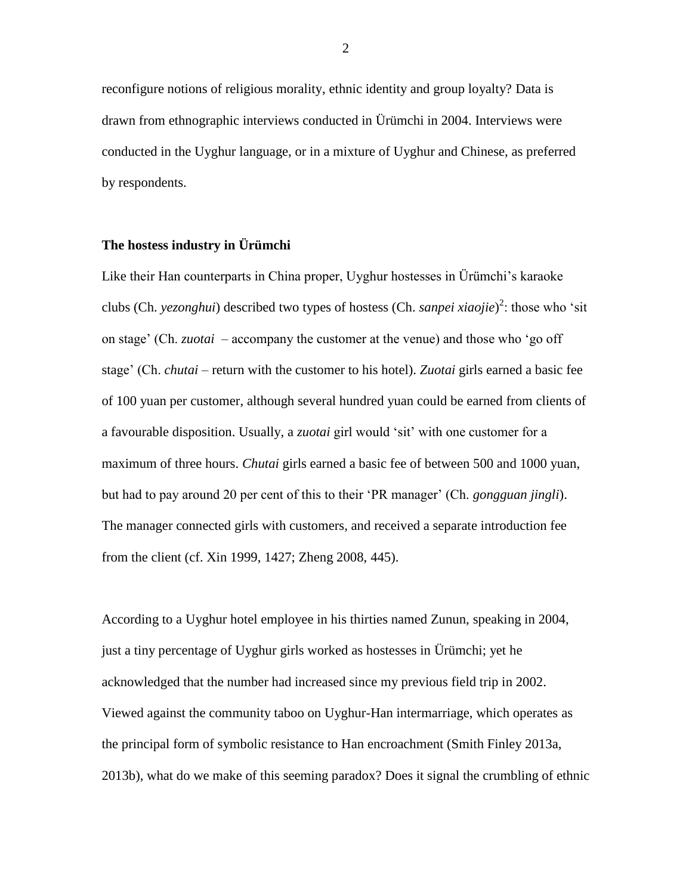reconfigure notions of religious morality, ethnic identity and group loyalty? Data is drawn from ethnographic interviews conducted in Ürümchi in 2004. Interviews were conducted in the Uyghur language, or in a mixture of Uyghur and Chinese, as preferred by respondents.

## The hostess industry in Ürümchi

Like their Han counterparts in China proper, Uyghur hostesses in Ürümchi's karaoke clubs (Ch. *yezonghui*) described two types of hostess (Ch. *sanpei xiaojie*)[2]: those who 'sit on stage' (Ch. *zuotai* – accompany the customer at the venue) and those who 'go off stage' (Ch. *chutai* – return with the customer to his hotel). *Zuotai* girls earned a basic fee of 100 yuan per customer, although several hundred yuan could be earned from clients of a favourable disposition. Usually, a *zuotai* girl would 'sit' with one customer for a maximum of three hours. *Chutai* girls earned a basic fee of between 500 and 1000 yuan, but had to pay around 20 per cent of this to their 'PR manager' (Ch. *gongguan jingli*). The manager connected girls with customers, and received a separate introduction fee from the client (cf. Xin 1999, 1427; Zheng 2008, 445).

According to a Uyghur hotel employee in his thirties named Zunun, speaking in 2004, just a tiny percentage of Uyghur girls worked as hostesses in Ürümchi; yet he acknowledged that the number had increased since my previous field trip in 2002. Viewed against the community taboo on Uyghur-Han intermarriage, which operates as the principal form of symbolic resistance to Han encroachment (Smith Finley 2013a, 2013b), what do we make of this seeming paradox? Does it signal the crumbling of ethnic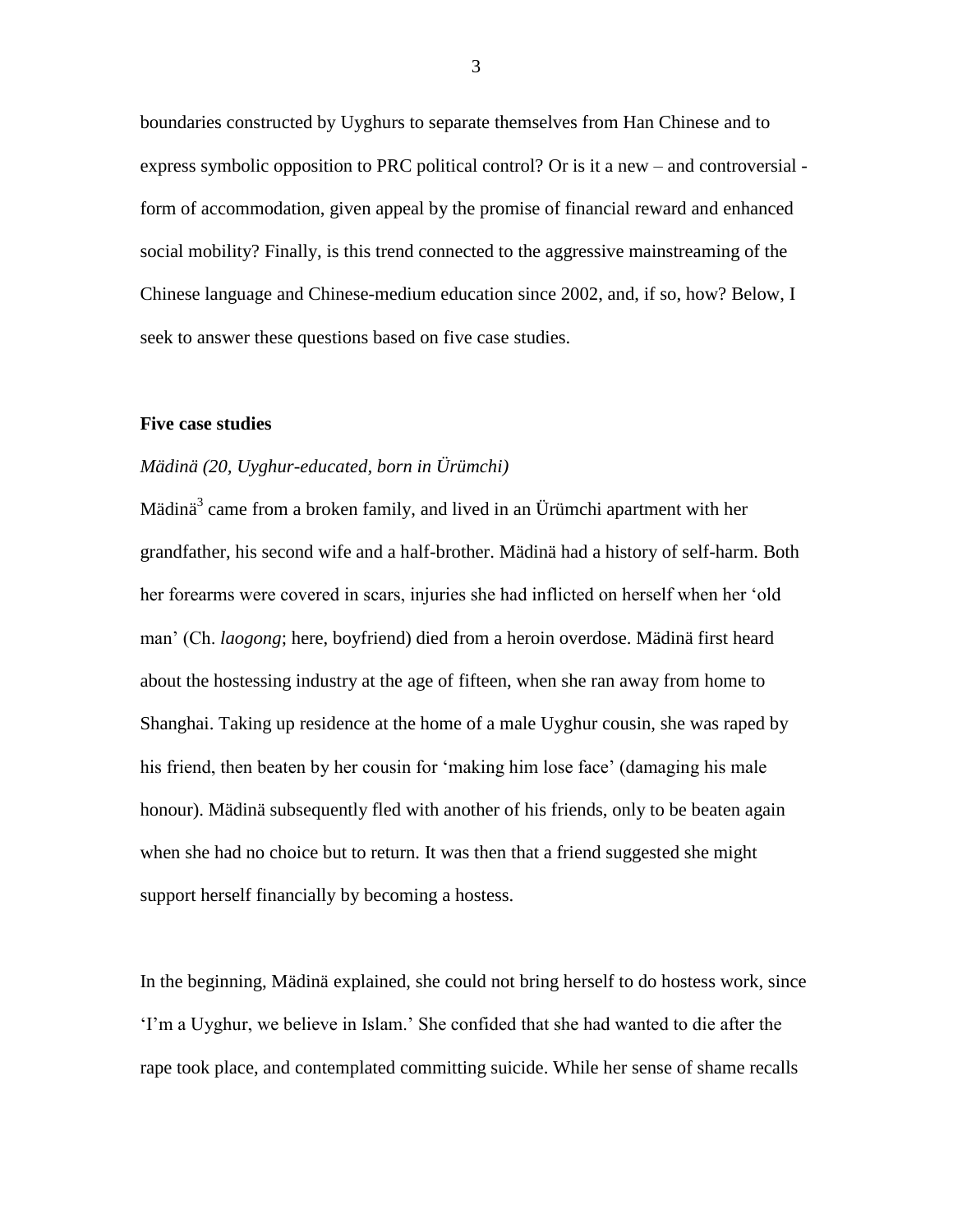boundaries constructed by Uyghurs to separate themselves from Han Chinese and to express symbolic opposition to PRC political control? Or is it a new – and controversial - form of accommodation, given appeal by the promise of financial reward and enhanced social mobility? Finally, is this trend connected to the aggressive mainstreaming of the Chinese language and Chinese-medium education since 2002, and, if so, how? Below, I seek to answer these questions based on five case studies.

## Five case studies

### *Mädinä (20, Uyghur-educated, born in Ürümchi)*

Mädinä[3] came from a broken family, and lived in an Ürümchi apartment with her grandfather, his second wife and a half-brother. Mädinä had a history of self-harm. Both her forearms were covered in scars, injuries she had inflicted on herself when her 'old man' (Ch. *laogong*; here, boyfriend) died from a heroin overdose. Mädinä first heard about the hostessing industry at the age of fifteen, when she ran away from home to Shanghai. Taking up residence at the home of a male Uyghur cousin, she was raped by his friend, then beaten by her cousin for 'making him lose face' (damaging his male honour). Mädinä subsequently fled with another of his friends, only to be beaten again when she had no choice but to return. It was then that a friend suggested she might support herself financially by becoming a hostess.

In the beginning, Mädinä explained, she could not bring herself to do hostess work, since 'I'm a Uyghur, we believe in Islam.' She confided that she had wanted to die after the rape took place, and contemplated committing suicide. While her sense of shame recalls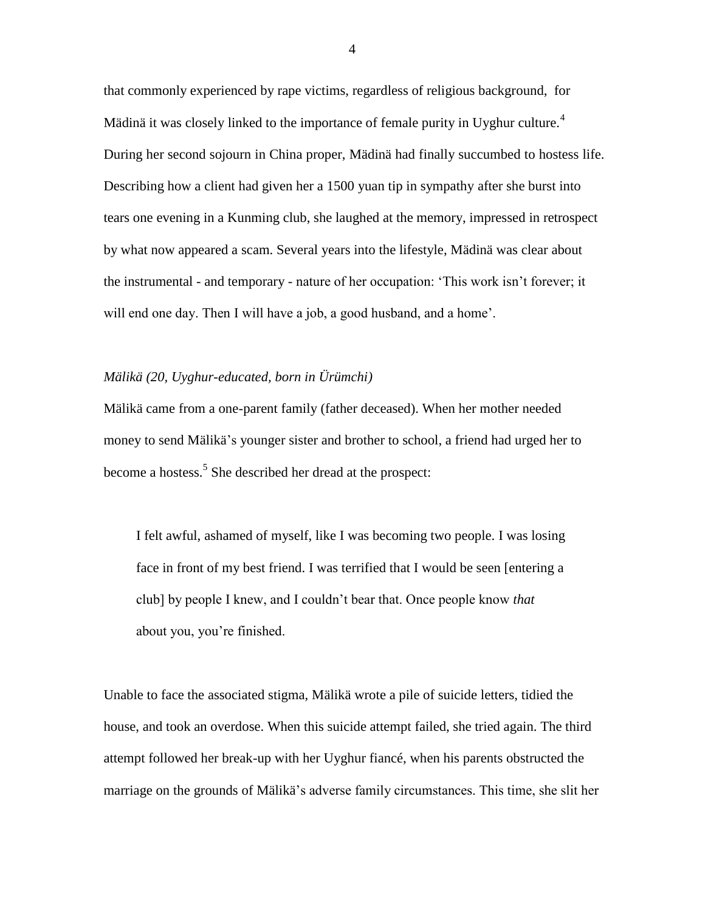that commonly experienced by rape victims, regardless of religious background, for Mädinä it was closely linked to the importance of female purity in Uyghur culture.[4] During her second sojourn in China proper, Mädinä had finally succumbed to hostess life. Describing how a client had given her a 1500 yuan tip in sympathy after she burst into tears one evening in a Kunming club, she laughed at the memory, impressed in retrospect by what now appeared a scam. Several years into the lifestyle, Mädinä was clear about the instrumental - and temporary - nature of her occupation: 'This work isn't forever; it will end one day. Then I will have a job, a good husband, and a home'.

*Mälikä (20, Uyghur-educated, born in Ürümchi)*

Mälikä came from a one-parent family (father deceased). When her mother needed money to send Mälikä's younger sister and brother to school, a friend had urged her to become a hostess.[5] She described her dread at the prospect:

> I felt awful, ashamed of myself, like I was becoming two people. I was losing face in front of my best friend. I was terrified that I would be seen [entering a club] by people I knew, and I couldn't bear that. Once people know *that* about you, you're finished.

Unable to face the associated stigma, Mälikä wrote a pile of suicide letters, tidied the house, and took an overdose. When this suicide attempt failed, she tried again. The third attempt followed her break-up with her Uyghur fiancé, when his parents obstructed the marriage on the grounds of Mälikä's adverse family circumstances. This time, she slit her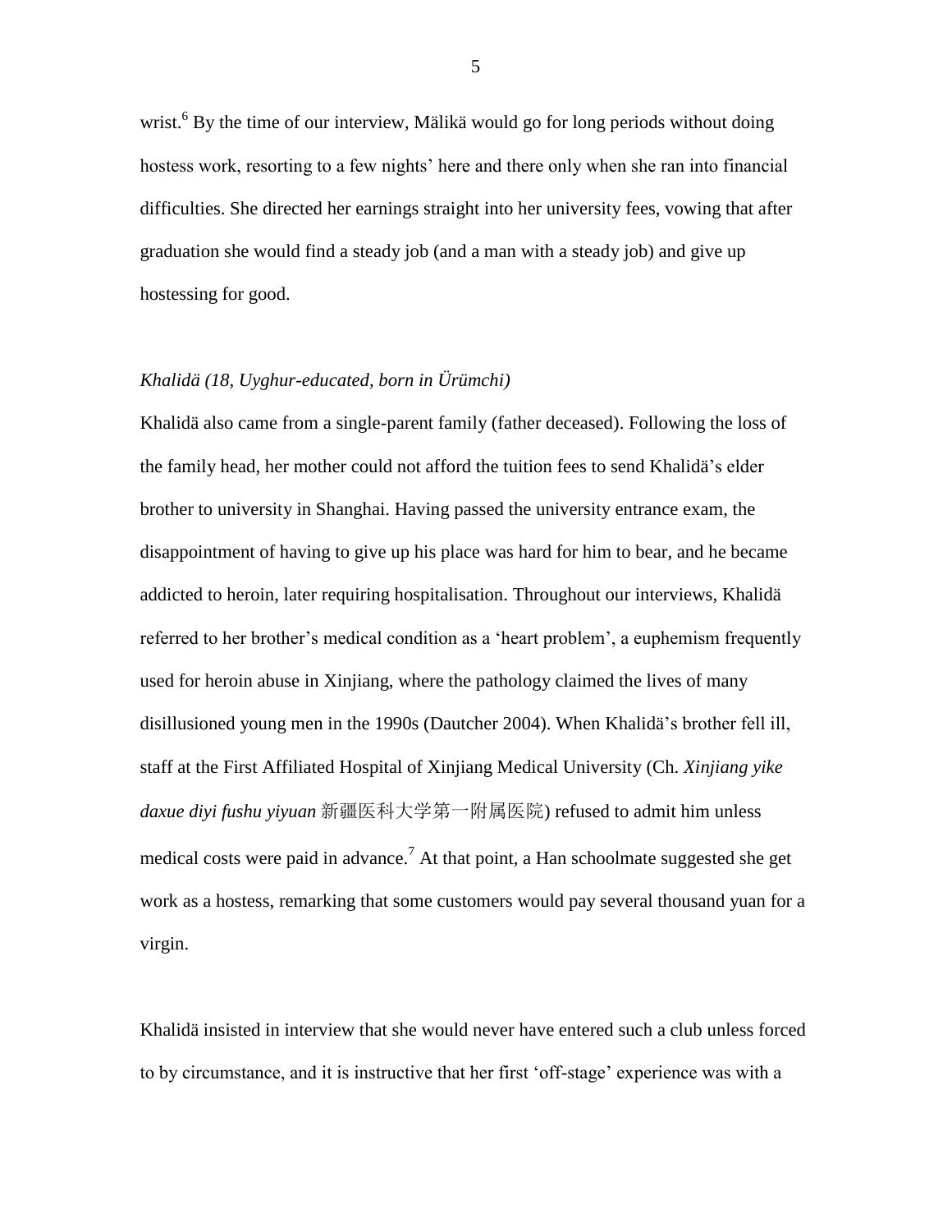wrist.[6] By the time of our interview, Mälikä would go for long periods without doing hostess work, resorting to a few nights' here and there only when she ran into financial difficulties. She directed her earnings straight into her university fees, vowing that after graduation she would find a steady job (and a man with a steady job) and give up hostessing for good.

*Khalidä (18, Uyghur-educated, born in Ürümchi)*

Khalidä also came from a single-parent family (father deceased). Following the loss of the family head, her mother could not afford the tuition fees to send Khalidä's elder brother to university in Shanghai. Having passed the university entrance exam, the disappointment of having to give up his place was hard for him to bear, and he became addicted to heroin, later requiring hospitalisation. Throughout our interviews, Khalidä referred to her brother's medical condition as a 'heart problem', a euphemism frequently used for heroin abuse in Xinjiang, where the pathology claimed the lives of many disillusioned young men in the 1990s (Dautcher 2004). When Khalidä's brother fell ill, staff at the First Affiliated Hospital of Xinjiang Medical University (Ch. *Xinjiang yike daxue diyi fushu yiyuan* 新疆医科大学第一附属医院) refused to admit him unless medical costs were paid in advance.[7] At that point, a Han schoolmate suggested she get work as a hostess, remarking that some customers would pay several thousand yuan for a virgin.

Khalidä insisted in interview that she would never have entered such a club unless forced to by circumstance, and it is instructive that her first 'off-stage' experience was with a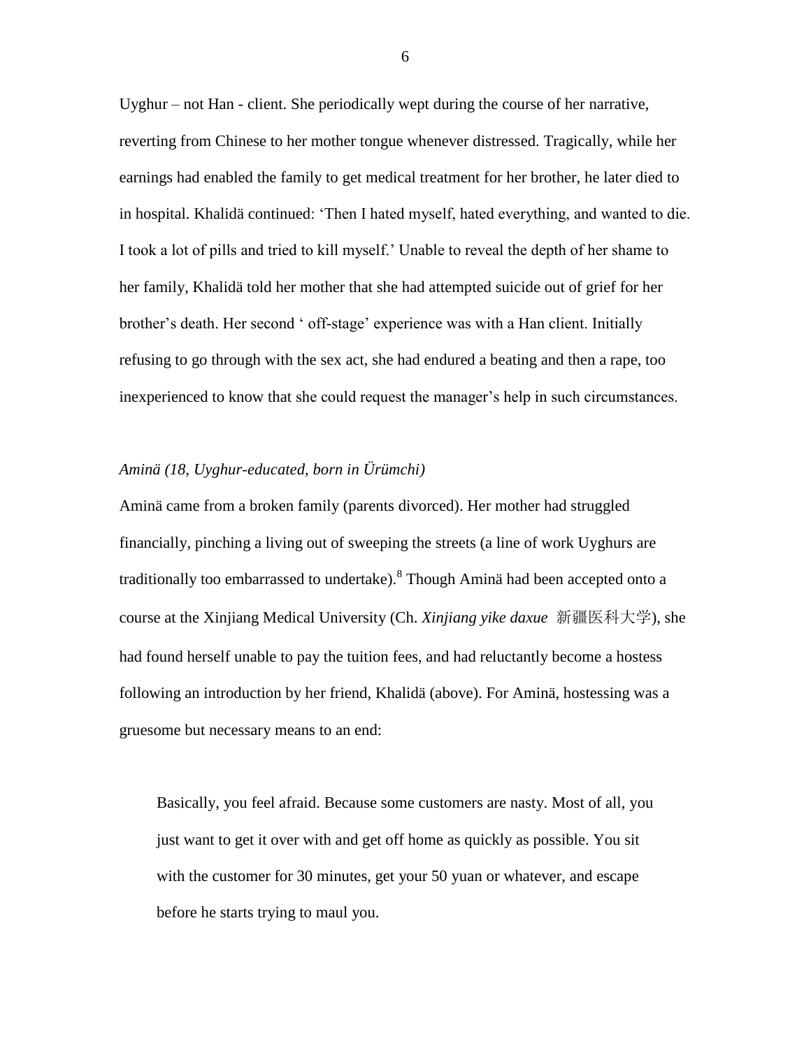Uyghur – not Han - client. She periodically wept during the course of her narrative, reverting from Chinese to her mother tongue whenever distressed. Tragically, while her earnings had enabled the family to get medical treatment for her brother, he later died to in hospital. Khalidä continued: 'Then I hated myself, hated everything, and wanted to die. I took a lot of pills and tried to kill myself.' Unable to reveal the depth of her shame to her family, Khalidä told her mother that she had attempted suicide out of grief for her brother's death. Her second ' off-stage' experience was with a Han client. Initially refusing to go through with the sex act, she had endured a beating and then a rape, too inexperienced to know that she could request the manager's help in such circumstances.

*Aminä (18, Uyghur-educated, born in Ürümchi)*

Aminä came from a broken family (parents divorced). Her mother had struggled financially, pinching a living out of sweeping the streets (a line of work Uyghurs are traditionally too embarrassed to undertake).[8] Though Aminä had been accepted onto a course at the Xinjiang Medical University (Ch. *Xinjiang yike daxue* 新疆医科大学), she had found herself unable to pay the tuition fees, and had reluctantly become a hostess following an introduction by her friend, Khalidä (above). For Aminä, hostessing was a gruesome but necessary means to an end:

> Basically, you feel afraid. Because some customers are nasty. Most of all, you just want to get it over with and get off home as quickly as possible. You sit with the customer for 30 minutes, get your 50 yuan or whatever, and escape before he starts trying to maul you.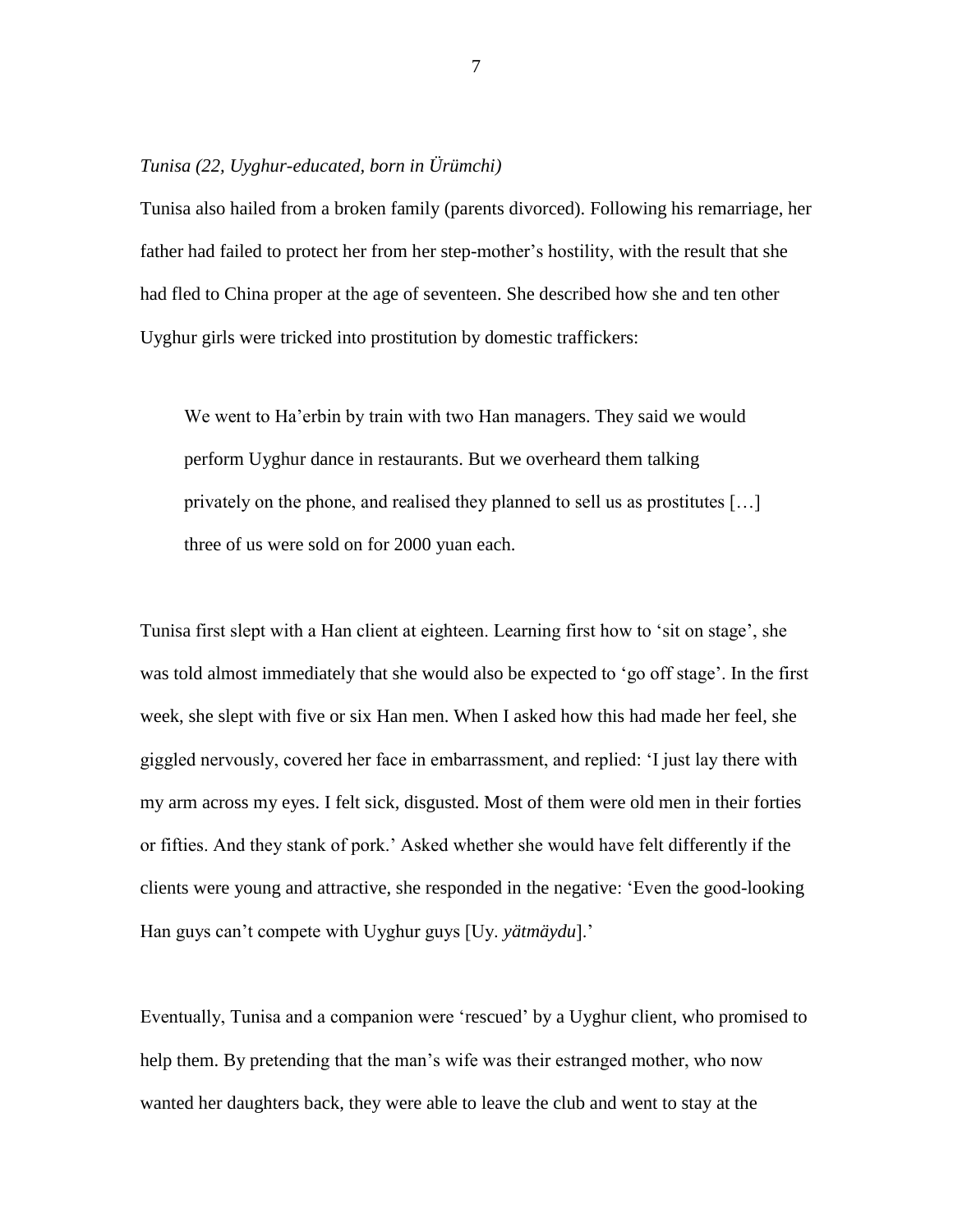*Tunisa (22, Uyghur-educated, born in Ürümchi)*

Tunisa also hailed from a broken family (parents divorced). Following his remarriage, her father had failed to protect her from her step-mother's hostility, with the result that she had fled to China proper at the age of seventeen. She described how she and ten other Uyghur girls were tricked into prostitution by domestic traffickers:

> We went to Ha'erbin by train with two Han managers. They said we would perform Uyghur dance in restaurants. But we overheard them talking privately on the phone, and realised they planned to sell us as prostitutes […] three of us were sold on for 2000 yuan each.

Tunisa first slept with a Han client at eighteen. Learning first how to 'sit on stage', she was told almost immediately that she would also be expected to 'go off stage'. In the first week, she slept with five or six Han men. When I asked how this had made her feel, she giggled nervously, covered her face in embarrassment, and replied: 'I just lay there with my arm across my eyes. I felt sick, disgusted. Most of them were old men in their forties or fifties. And they stank of pork.' Asked whether she would have felt differently if the clients were young and attractive, she responded in the negative: 'Even the good-looking Han guys can't compete with Uyghur guys [Uy. *yätmäydu*].'

Eventually, Tunisa and a companion were 'rescued' by a Uyghur client, who promised to help them. By pretending that the man's wife was their estranged mother, who now wanted her daughters back, they were able to leave the club and went to stay at the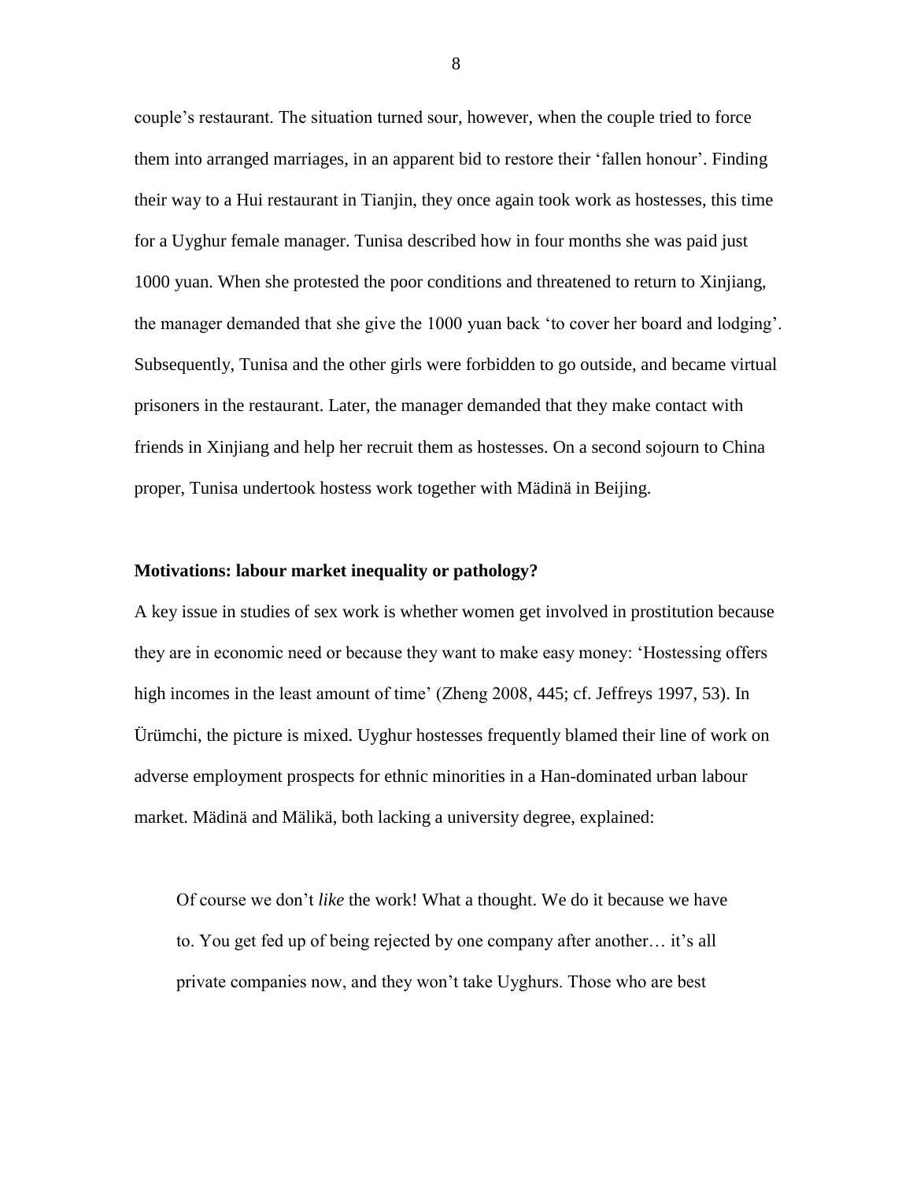couple's restaurant. The situation turned sour, however, when the couple tried to force them into arranged marriages, in an apparent bid to restore their 'fallen honour'. Finding their way to a Hui restaurant in Tianjin, they once again took work as hostesses, this time for a Uyghur female manager. Tunisa described how in four months she was paid just 1000 yuan. When she protested the poor conditions and threatened to return to Xinjiang, the manager demanded that she give the 1000 yuan back 'to cover her board and lodging'. Subsequently, Tunisa and the other girls were forbidden to go outside, and became virtual prisoners in the restaurant. Later, the manager demanded that they make contact with friends in Xinjiang and help her recruit them as hostesses. On a second sojourn to China proper, Tunisa undertook hostess work together with Mädinä in Beijing.

**Motivations: labour market inequality or pathology?**

A key issue in studies of sex work is whether women get involved in prostitution because they are in economic need or because they want to make easy money: 'Hostessing offers high incomes in the least amount of time' (Zheng 2008, 445; cf. Jeffreys 1997, 53). In Ürümchi, the picture is mixed. Uyghur hostesses frequently blamed their line of work on adverse employment prospects for ethnic minorities in a Han-dominated urban labour market. Mädinä and Mälikä, both lacking a university degree, explained:

> Of course we don't *like* the work! What a thought. We do it because we have to. You get fed up of being rejected by one company after another… it's all private companies now, and they won't take Uyghurs. Those who are best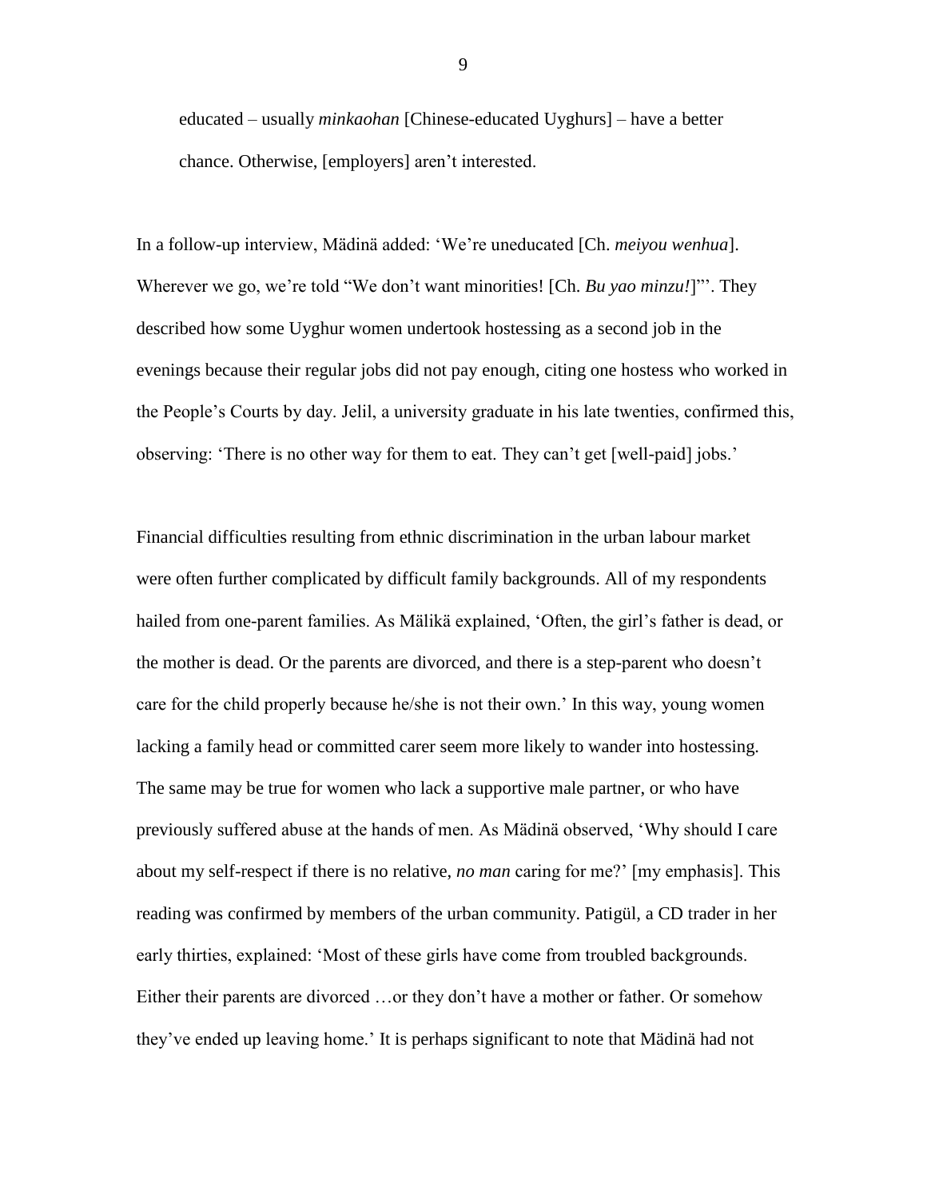educated – usually *minkaohan* [Chinese-educated Uyghurs] – have a better chance. Otherwise, [employers] aren't interested.

In a follow-up interview, Mädinä added: 'We're uneducated [Ch. *meiyou wenhua*]. Wherever we go, we're told "We don't want minorities! [Ch. *Bu yao minzu!*]"'. They described how some Uyghur women undertook hostessing as a second job in the evenings because their regular jobs did not pay enough, citing one hostess who worked in the People's Courts by day. Jelil, a university graduate in his late twenties, confirmed this, observing: 'There is no other way for them to eat. They can't get [well-paid] jobs.'

Financial difficulties resulting from ethnic discrimination in the urban labour market were often further complicated by difficult family backgrounds. All of my respondents hailed from one-parent families. As Mälikä explained, 'Often, the girl's father is dead, or the mother is dead. Or the parents are divorced, and there is a step-parent who doesn't care for the child properly because he/she is not their own.' In this way, young women lacking a family head or committed carer seem more likely to wander into hostessing. The same may be true for women who lack a supportive male partner, or who have previously suffered abuse at the hands of men. As Mädinä observed, 'Why should I care about my self-respect if there is no relative, *no man* caring for me?' [my emphasis]. This reading was confirmed by members of the urban community. Patigül, a CD trader in her early thirties, explained: 'Most of these girls have come from troubled backgrounds. Either their parents are divorced …or they don't have a mother or father. Or somehow they've ended up leaving home.' It is perhaps significant to note that Mädinä had not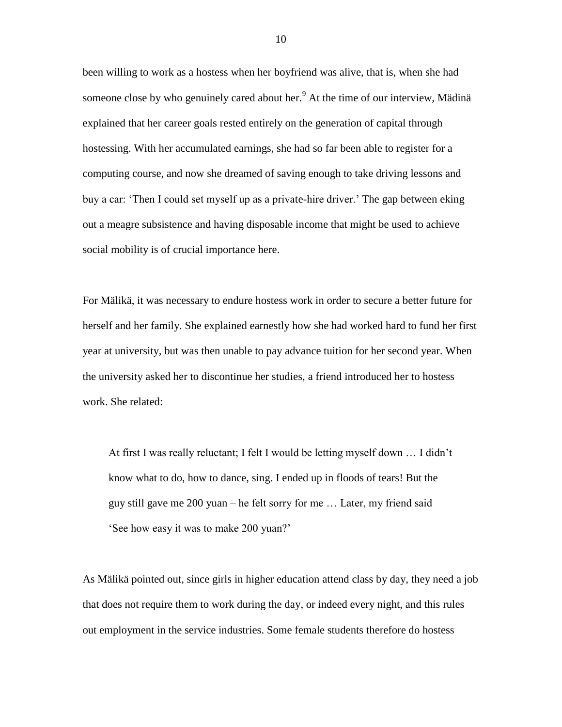been willing to work as a hostess when her boyfriend was alive, that is, when she had someone close by who genuinely cared about her.[9] At the time of our interview, Mädinä explained that her career goals rested entirely on the generation of capital through hostessing. With her accumulated earnings, she had so far been able to register for a computing course, and now she dreamed of saving enough to take driving lessons and buy a car: 'Then I could set myself up as a private-hire driver.' The gap between eking out a meagre subsistence and having disposable income that might be used to achieve social mobility is of crucial importance here.

For Mälikä, it was necessary to endure hostess work in order to secure a better future for herself and her family. She explained earnestly how she had worked hard to fund her first year at university, but was then unable to pay advance tuition for her second year. When the university asked her to discontinue her studies, a friend introduced her to hostess work. She related:

> At first I was really reluctant; I felt I would be letting myself down … I didn't know what to do, how to dance, sing. I ended up in floods of tears! But the guy still gave me 200 yuan – he felt sorry for me … Later, my friend said 'See how easy it was to make 200 yuan?'

As Mälikä pointed out, since girls in higher education attend class by day, they need a job that does not require them to work during the day, or indeed every night, and this rules out employment in the service industries. Some female students therefore do hostess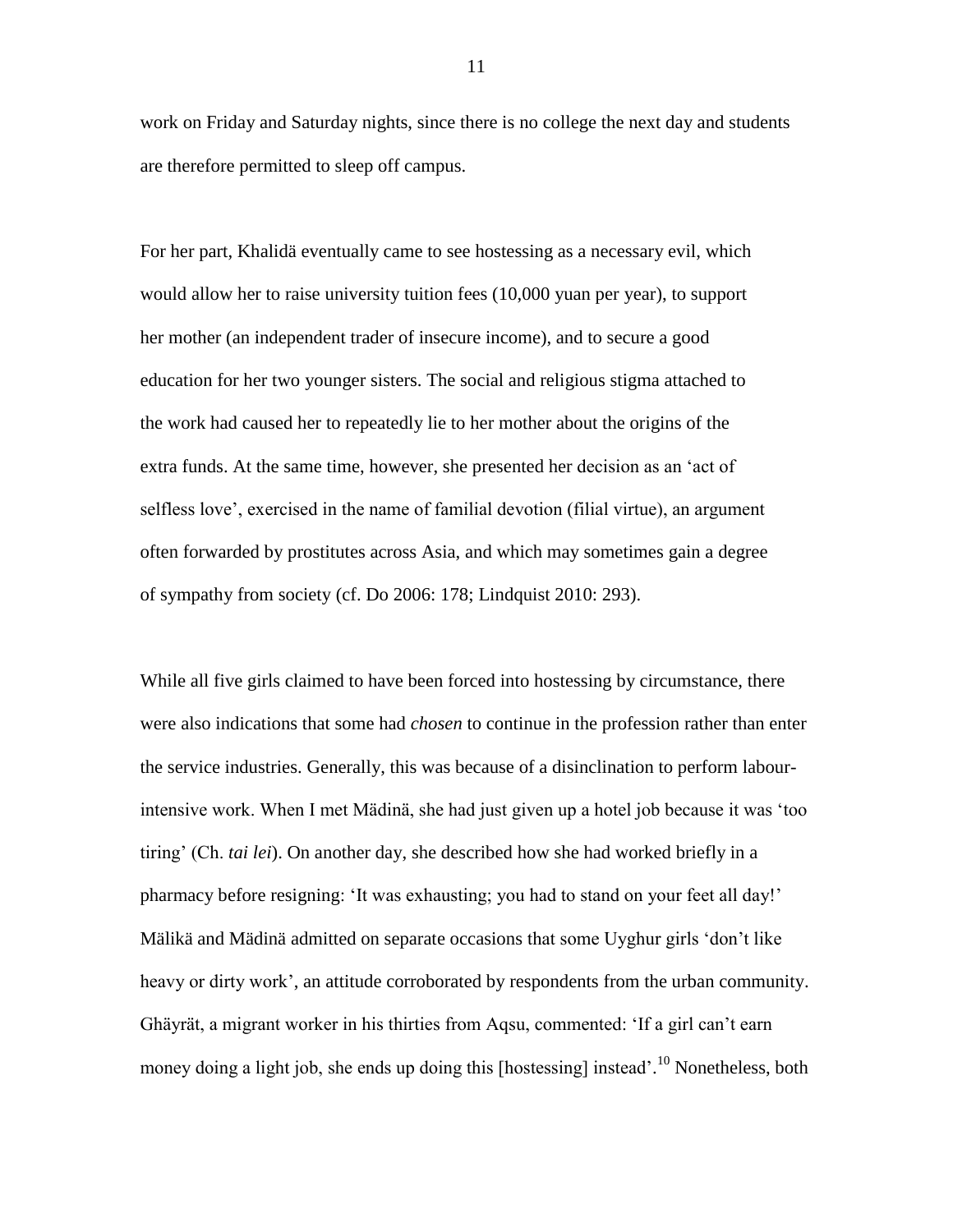work on Friday and Saturday nights, since there is no college the next day and students are therefore permitted to sleep off campus.

For her part, Khalidä eventually came to see hostessing as a necessary evil, which would allow her to raise university tuition fees (10,000 yuan per year), to support her mother (an independent trader of insecure income), and to secure a good education for her two younger sisters. The social and religious stigma attached to the work had caused her to repeatedly lie to her mother about the origins of the extra funds. At the same time, however, she presented her decision as an 'act of selfless love', exercised in the name of familial devotion (filial virtue), an argument often forwarded by prostitutes across Asia, and which may sometimes gain a degree of sympathy from society (cf. Do 2006: 178; Lindquist 2010: 293).

While all five girls claimed to have been forced into hostessing by circumstance, there were also indications that some had *chosen* to continue in the profession rather than enter the service industries. Generally, this was because of a disinclination to perform labour-intensive work. When I met Mädinä, she had just given up a hotel job because it was 'too tiring' (Ch. *tai lei*). On another day, she described how she had worked briefly in a pharmacy before resigning: 'It was exhausting; you had to stand on your feet all day!' Mälikä and Mädinä admitted on separate occasions that some Uyghur girls 'don't like heavy or dirty work', an attitude corroborated by respondents from the urban community. Ghäyrät, a migrant worker in his thirties from Aqsu, commented: 'If a girl can't earn money doing a light job, she ends up doing this [hostessing] instead'.[10] Nonetheless, both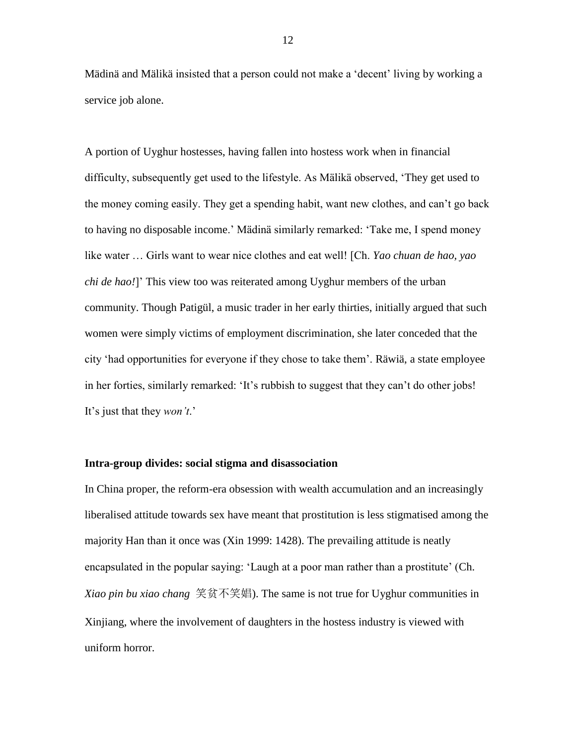Mädinä and Mälikä insisted that a person could not make a 'decent' living by working a service job alone.

A portion of Uyghur hostesses, having fallen into hostess work when in financial difficulty, subsequently get used to the lifestyle. As Mälikä observed, 'They get used to the money coming easily. They get a spending habit, want new clothes, and can't go back to having no disposable income.' Mädinä similarly remarked: 'Take me, I spend money like water … Girls want to wear nice clothes and eat well! [Ch. *Yao chuan de hao, yao chi de hao!*]' This view too was reiterated among Uyghur members of the urban community. Though Patigül, a music trader in her early thirties, initially argued that such women were simply victims of employment discrimination, she later conceded that the city 'had opportunities for everyone if they chose to take them'. Räwiä, a state employee in her forties, similarly remarked: 'It's rubbish to suggest that they can't do other jobs! It's just that they *won't*.'

**Intra-group divides: social stigma and disassociation**

In China proper, the reform-era obsession with wealth accumulation and an increasingly liberalised attitude towards sex have meant that prostitution is less stigmatised among the majority Han than it once was (Xin 1999: 1428). The prevailing attitude is neatly encapsulated in the popular saying: 'Laugh at a poor man rather than a prostitute' (Ch. *Xiao pin bu xiao chang* 笑贫不笑娼). The same is not true for Uyghur communities in Xinjiang, where the involvement of daughters in the hostess industry is viewed with uniform horror.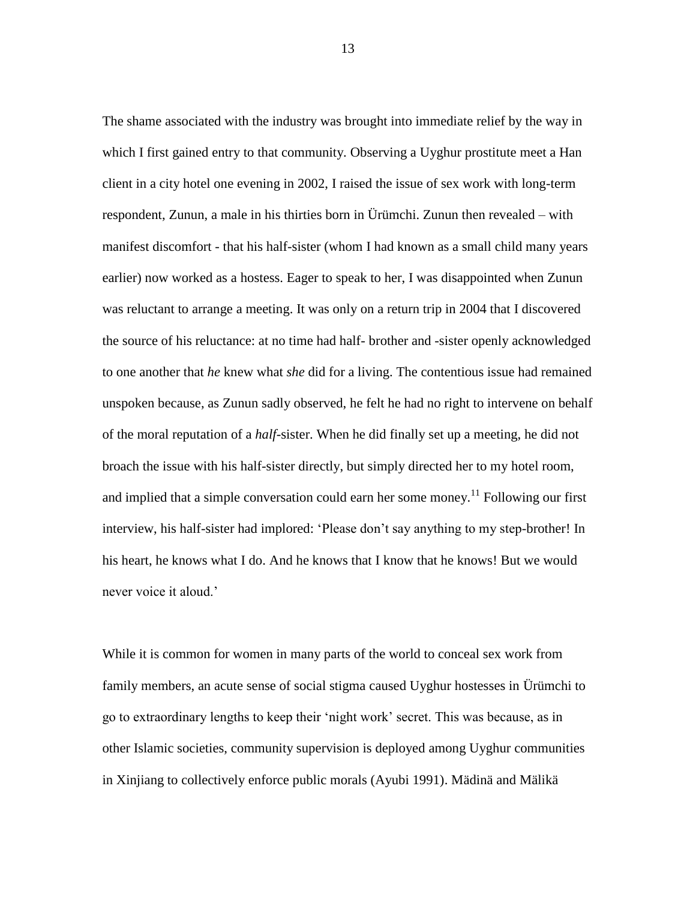The shame associated with the industry was brought into immediate relief by the way in which I first gained entry to that community. Observing a Uyghur prostitute meet a Han client in a city hotel one evening in 2002, I raised the issue of sex work with long-term respondent, Zunun, a male in his thirties born in Ürümchi. Zunun then revealed – with manifest discomfort - that his half-sister (whom I had known as a small child many years earlier) now worked as a hostess. Eager to speak to her, I was disappointed when Zunun was reluctant to arrange a meeting. It was only on a return trip in 2004 that I discovered the source of his reluctance: at no time had half- brother and -sister openly acknowledged to one another that *he* knew what *she* did for a living. The contentious issue had remained unspoken because, as Zunun sadly observed, he felt he had no right to intervene on behalf of the moral reputation of a *half*-sister. When he did finally set up a meeting, he did not broach the issue with his half-sister directly, but simply directed her to my hotel room, and implied that a simple conversation could earn her some money.[11] Following our first interview, his half-sister had implored: 'Please don't say anything to my step-brother! In his heart, he knows what I do. And he knows that I know that he knows! But we would never voice it aloud.'

While it is common for women in many parts of the world to conceal sex work from family members, an acute sense of social stigma caused Uyghur hostesses in Ürümchi to go to extraordinary lengths to keep their 'night work' secret. This was because, as in other Islamic societies, community supervision is deployed among Uyghur communities in Xinjiang to collectively enforce public morals (Ayubi 1991). Mädinä and Mälikä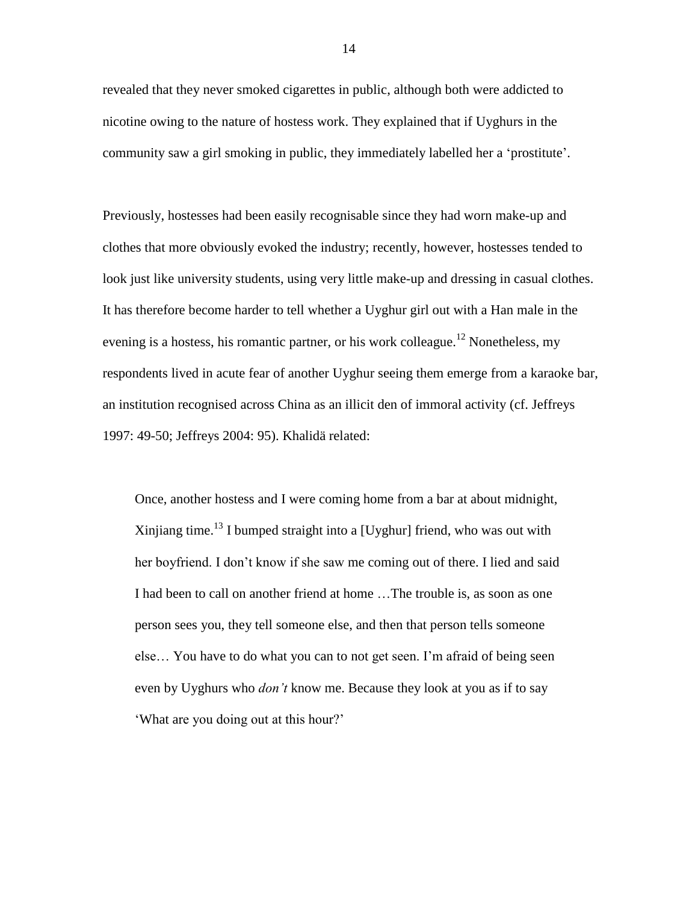revealed that they never smoked cigarettes in public, although both were addicted to nicotine owing to the nature of hostess work. They explained that if Uyghurs in the community saw a girl smoking in public, they immediately labelled her a 'prostitute'.

Previously, hostesses had been easily recognisable since they had worn make-up and clothes that more obviously evoked the industry; recently, however, hostesses tended to look just like university students, using very little make-up and dressing in casual clothes. It has therefore become harder to tell whether a Uyghur girl out with a Han male in the evening is a hostess, his romantic partner, or his work colleague.[12] Nonetheless, my respondents lived in acute fear of another Uyghur seeing them emerge from a karaoke bar, an institution recognised across China as an illicit den of immoral activity (cf. Jeffreys 1997: 49-50; Jeffreys 2004: 95). Khalidä related:

> Once, another hostess and I were coming home from a bar at about midnight, Xinjiang time.[13] I bumped straight into a [Uyghur] friend, who was out with her boyfriend. I don't know if she saw me coming out of there. I lied and said I had been to call on another friend at home …The trouble is, as soon as one person sees you, they tell someone else, and then that person tells someone else… You have to do what you can to not get seen. I'm afraid of being seen even by Uyghurs who *don't* know me. Because they look at you as if to say 'What are you doing out at this hour?'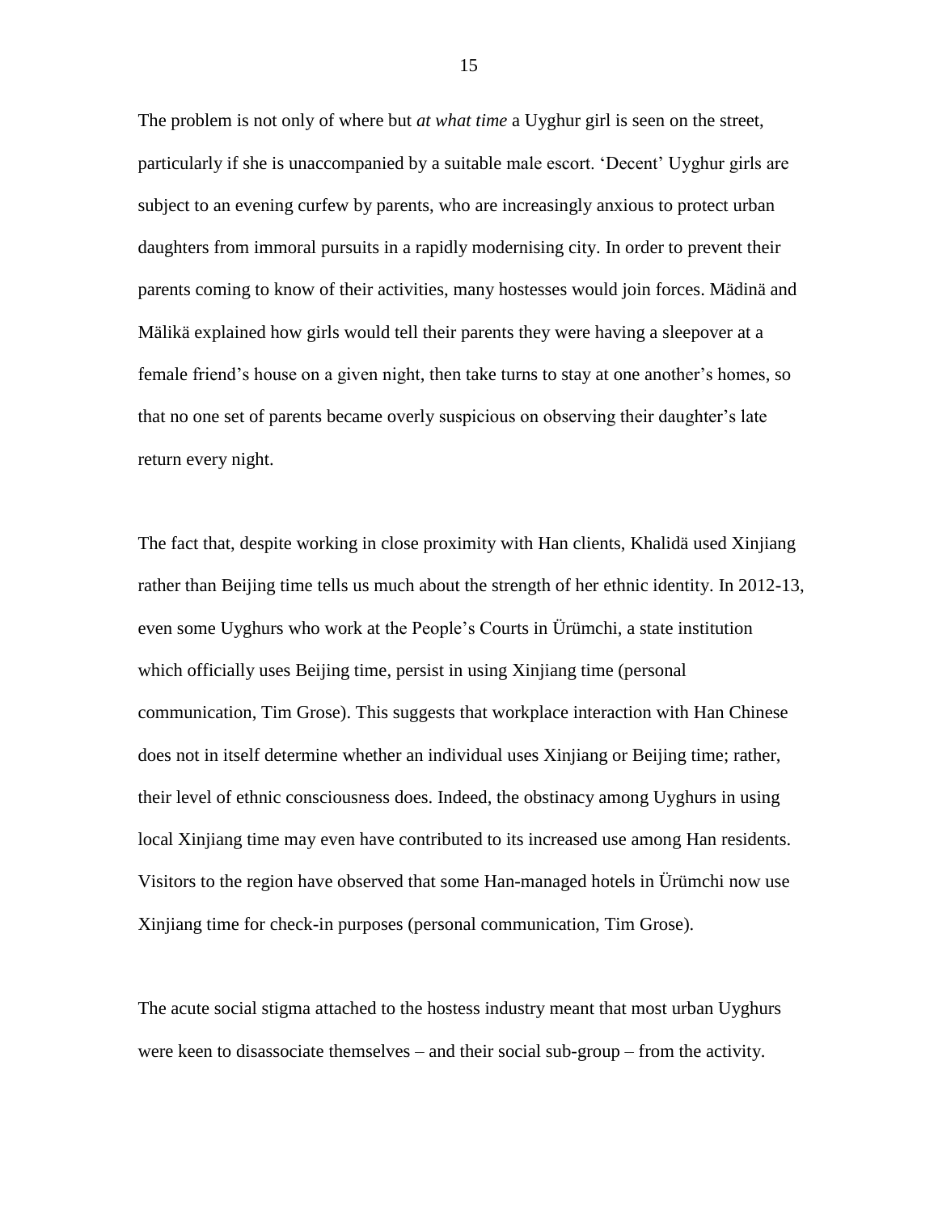The problem is not only of where but *at what time* a Uyghur girl is seen on the street, particularly if she is unaccompanied by a suitable male escort. 'Decent' Uyghur girls are subject to an evening curfew by parents, who are increasingly anxious to protect urban daughters from immoral pursuits in a rapidly modernising city. In order to prevent their parents coming to know of their activities, many hostesses would join forces. Mädinä and Mälikä explained how girls would tell their parents they were having a sleepover at a female friend's house on a given night, then take turns to stay at one another's homes, so that no one set of parents became overly suspicious on observing their daughter's late return every night.

The fact that, despite working in close proximity with Han clients, Khalidä used Xinjiang rather than Beijing time tells us much about the strength of her ethnic identity. In 2012-13, even some Uyghurs who work at the People's Courts in Ürümchi, a state institution which officially uses Beijing time, persist in using Xinjiang time (personal communication, Tim Grose). This suggests that workplace interaction with Han Chinese does not in itself determine whether an individual uses Xinjiang or Beijing time; rather, their level of ethnic consciousness does. Indeed, the obstinacy among Uyghurs in using local Xinjiang time may even have contributed to its increased use among Han residents. Visitors to the region have observed that some Han-managed hotels in Ürümchi now use Xinjiang time for check-in purposes (personal communication, Tim Grose).

The acute social stigma attached to the hostess industry meant that most urban Uyghurs were keen to disassociate themselves – and their social sub-group – from the activity.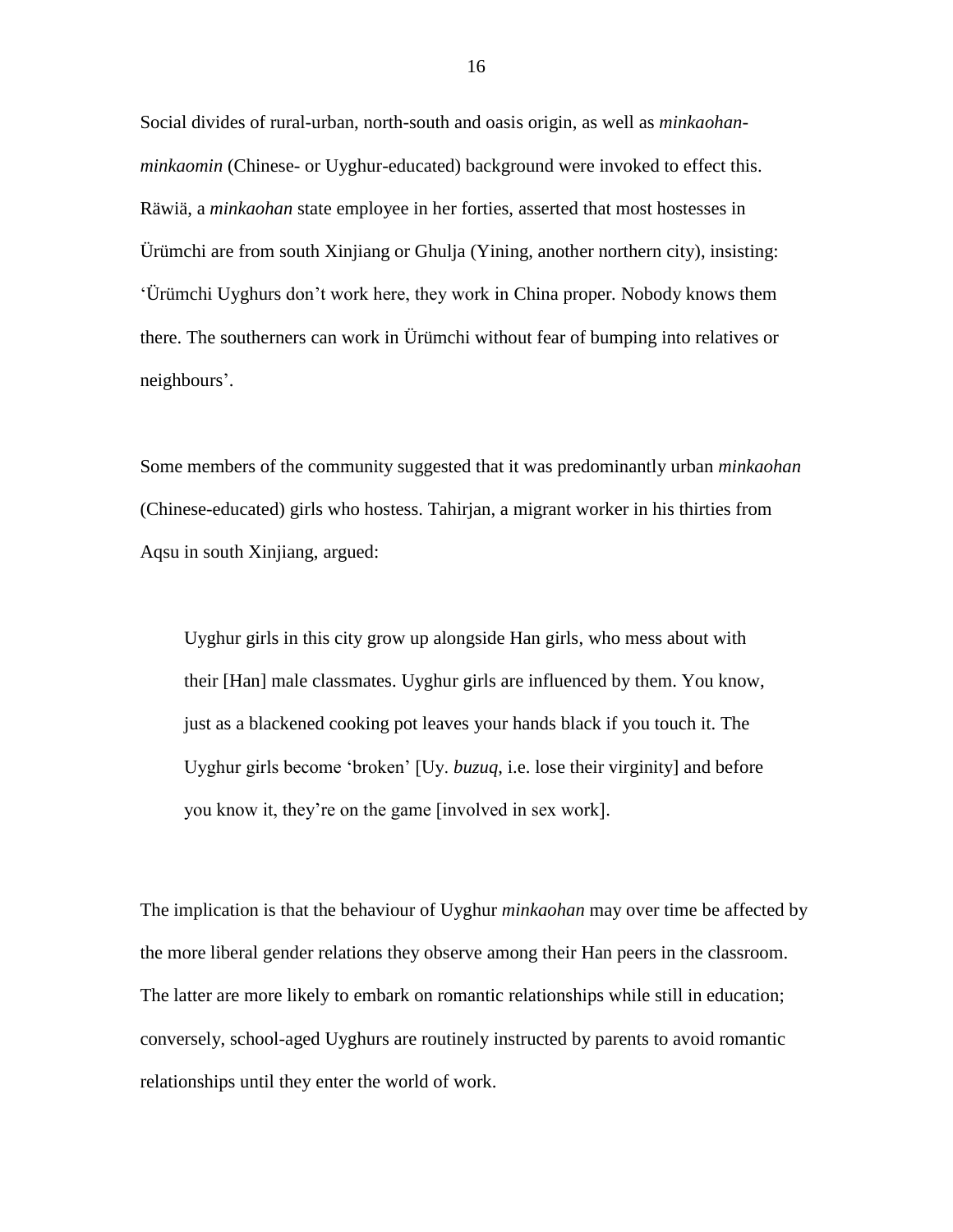Social divides of rural-urban, north-south and oasis origin, as well as *minkaohan-minkaomin* (Chinese- or Uyghur-educated) background were invoked to effect this. Räwiä, a *minkaohan* state employee in her forties, asserted that most hostesses in Ürümchi are from south Xinjiang or Ghulja (Yining, another northern city), insisting: 'Ürümchi Uyghurs don't work here, they work in China proper. Nobody knows them there. The southerners can work in Ürümchi without fear of bumping into relatives or neighbours'.

Some members of the community suggested that it was predominantly urban *minkaohan* (Chinese-educated) girls who hostess. Tahirjan, a migrant worker in his thirties from Aqsu in south Xinjiang, argued:

> Uyghur girls in this city grow up alongside Han girls, who mess about with their [Han] male classmates. Uyghur girls are influenced by them. You know, just as a blackened cooking pot leaves your hands black if you touch it. The Uyghur girls become 'broken' [Uy. *buzuq*, i.e. lose their virginity] and before you know it, they're on the game [involved in sex work].

The implication is that the behaviour of Uyghur *minkaohan* may over time be affected by the more liberal gender relations they observe among their Han peers in the classroom. The latter are more likely to embark on romantic relationships while still in education; conversely, school-aged Uyghurs are routinely instructed by parents to avoid romantic relationships until they enter the world of work.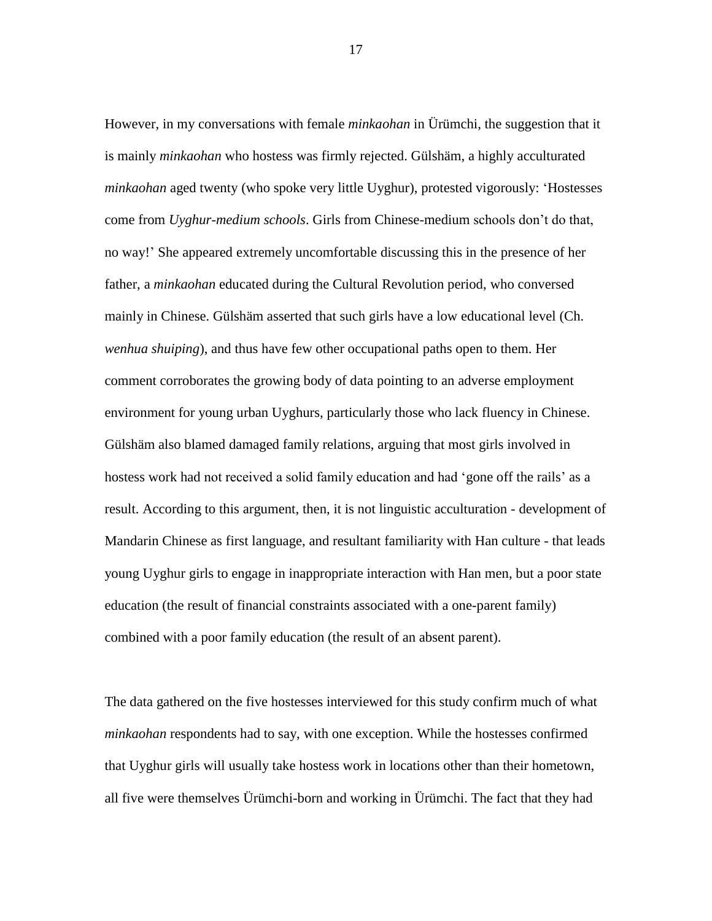However, in my conversations with female *minkaohan* in Ürümchi, the suggestion that it is mainly *minkaohan* who hostess was firmly rejected. Gülshäm, a highly acculturated *minkaohan* aged twenty (who spoke very little Uyghur), protested vigorously: 'Hostesses come from *Uyghur-medium schools*. Girls from Chinese-medium schools don't do that, no way!' She appeared extremely uncomfortable discussing this in the presence of her father, a *minkaohan* educated during the Cultural Revolution period, who conversed mainly in Chinese. Gülshäm asserted that such girls have a low educational level (Ch. *wenhua shuiping*), and thus have few other occupational paths open to them. Her comment corroborates the growing body of data pointing to an adverse employment environment for young urban Uyghurs, particularly those who lack fluency in Chinese. Gülshäm also blamed damaged family relations, arguing that most girls involved in hostess work had not received a solid family education and had 'gone off the rails' as a result. According to this argument, then, it is not linguistic acculturation - development of Mandarin Chinese as first language, and resultant familiarity with Han culture - that leads young Uyghur girls to engage in inappropriate interaction with Han men, but a poor state education (the result of financial constraints associated with a one-parent family) combined with a poor family education (the result of an absent parent).

The data gathered on the five hostesses interviewed for this study confirm much of what *minkaohan* respondents had to say, with one exception. While the hostesses confirmed that Uyghur girls will usually take hostess work in locations other than their hometown, all five were themselves Ürümchi-born and working in Ürümchi. The fact that they had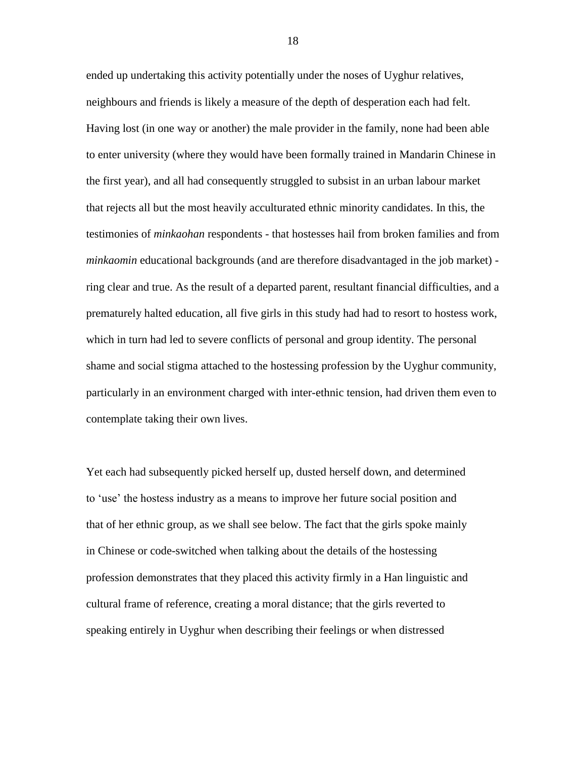ended up undertaking this activity potentially under the noses of Uyghur relatives, neighbours and friends is likely a measure of the depth of desperation each had felt. Having lost (in one way or another) the male provider in the family, none had been able to enter university (where they would have been formally trained in Mandarin Chinese in the first year), and all had consequently struggled to subsist in an urban labour market that rejects all but the most heavily acculturated ethnic minority candidates. In this, the testimonies of *minkaohan* respondents - that hostesses hail from broken families and from *minkaomin* educational backgrounds (and are therefore disadvantaged in the job market) - ring clear and true. As the result of a departed parent, resultant financial difficulties, and a prematurely halted education, all five girls in this study had had to resort to hostess work, which in turn had led to severe conflicts of personal and group identity. The personal shame and social stigma attached to the hostessing profession by the Uyghur community, particularly in an environment charged with inter-ethnic tension, had driven them even to contemplate taking their own lives.

Yet each had subsequently picked herself up, dusted herself down, and determined to 'use' the hostess industry as a means to improve her future social position and that of her ethnic group, as we shall see below. The fact that the girls spoke mainly in Chinese or code-switched when talking about the details of the hostessing profession demonstrates that they placed this activity firmly in a Han linguistic and cultural frame of reference, creating a moral distance; that the girls reverted to speaking entirely in Uyghur when describing their feelings or when distressed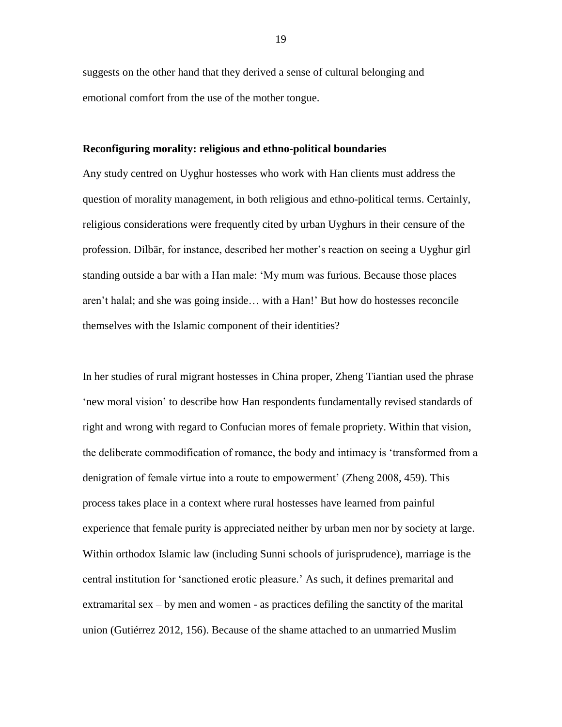suggests on the other hand that they derived a sense of cultural belonging and emotional comfort from the use of the mother tongue.

**Reconfiguring morality: religious and ethno-political boundaries**

Any study centred on Uyghur hostesses who work with Han clients must address the question of morality management, in both religious and ethno-political terms. Certainly, religious considerations were frequently cited by urban Uyghurs in their censure of the profession. Dilbär, for instance, described her mother's reaction on seeing a Uyghur girl standing outside a bar with a Han male: 'My mum was furious. Because those places aren't halal; and she was going inside… with a Han!' But how do hostesses reconcile themselves with the Islamic component of their identities?

In her studies of rural migrant hostesses in China proper, Zheng Tiantian used the phrase 'new moral vision' to describe how Han respondents fundamentally revised standards of right and wrong with regard to Confucian mores of female propriety. Within that vision, the deliberate commodification of romance, the body and intimacy is 'transformed from a denigration of female virtue into a route to empowerment' (Zheng 2008, 459). This process takes place in a context where rural hostesses have learned from painful experience that female purity is appreciated neither by urban men nor by society at large. Within orthodox Islamic law (including Sunni schools of jurisprudence), marriage is the central institution for 'sanctioned erotic pleasure.' As such, it defines premarital and extramarital sex – by men and women - as practices defiling the sanctity of the marital union (Gutiérrez 2012, 156). Because of the shame attached to an unmarried Muslim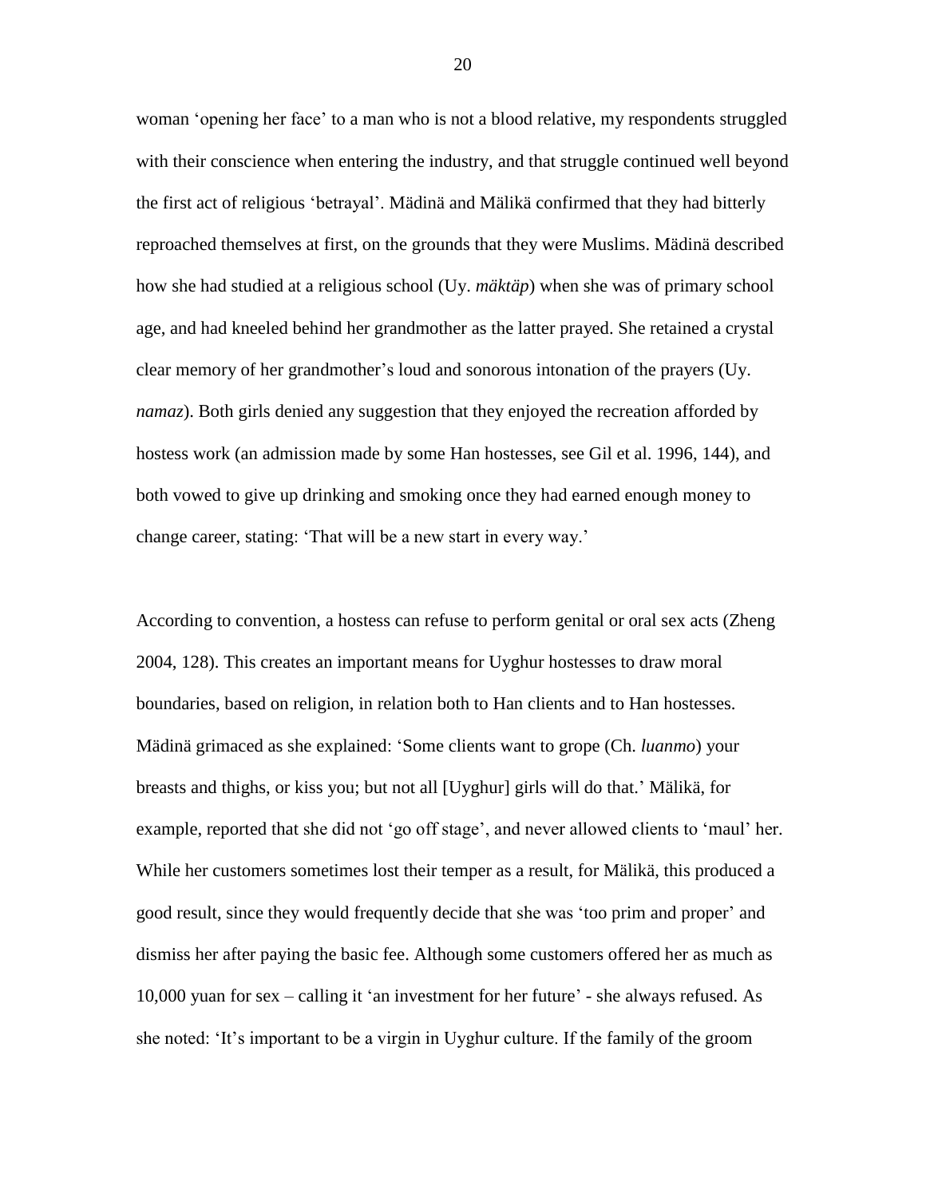woman 'opening her face' to a man who is not a blood relative, my respondents struggled with their conscience when entering the industry, and that struggle continued well beyond the first act of religious 'betrayal'. Mädinä and Mälikä confirmed that they had bitterly reproached themselves at first, on the grounds that they were Muslims. Mädinä described how she had studied at a religious school (Uy. *mäktäp*) when she was of primary school age, and had kneeled behind her grandmother as the latter prayed. She retained a crystal clear memory of her grandmother's loud and sonorous intonation of the prayers (Uy. *namaz*). Both girls denied any suggestion that they enjoyed the recreation afforded by hostess work (an admission made by some Han hostesses, see Gil et al. 1996, 144), and both vowed to give up drinking and smoking once they had earned enough money to change career, stating: 'That will be a new start in every way.'

According to convention, a hostess can refuse to perform genital or oral sex acts (Zheng 2004, 128). This creates an important means for Uyghur hostesses to draw moral boundaries, based on religion, in relation both to Han clients and to Han hostesses. Mädinä grimaced as she explained: 'Some clients want to grope (Ch. *luanmo*) your breasts and thighs, or kiss you; but not all [Uyghur] girls will do that.' Mälikä, for example, reported that she did not 'go off stage', and never allowed clients to 'maul' her. While her customers sometimes lost their temper as a result, for Mälikä, this produced a good result, since they would frequently decide that she was 'too prim and proper' and dismiss her after paying the basic fee. Although some customers offered her as much as 10,000 yuan for sex – calling it 'an investment for her future' - she always refused. As she noted: 'It's important to be a virgin in Uyghur culture. If the family of the groom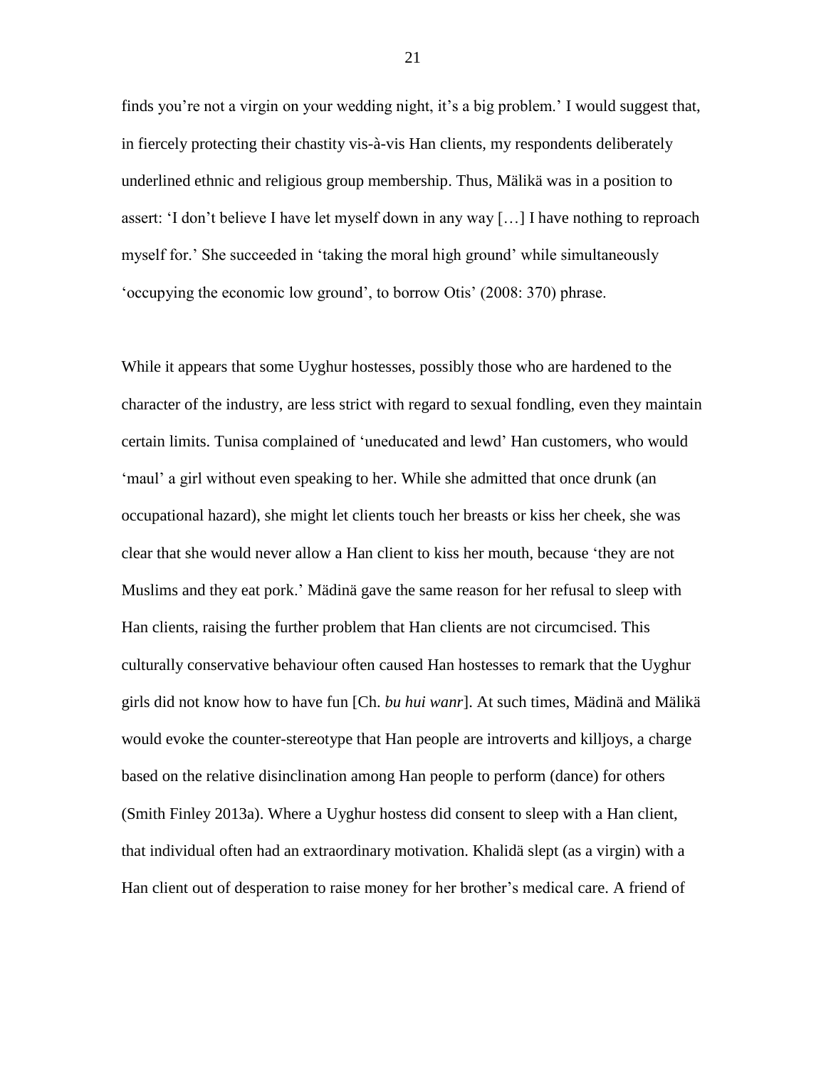finds you're not a virgin on your wedding night, it's a big problem.' I would suggest that, in fiercely protecting their chastity vis-à-vis Han clients, my respondents deliberately underlined ethnic and religious group membership. Thus, Mälikä was in a position to assert: 'I don't believe I have let myself down in any way [...] I have nothing to reproach myself for.' She succeeded in 'taking the moral high ground' while simultaneously 'occupying the economic low ground', to borrow Otis' (2008: 370) phrase.

While it appears that some Uyghur hostesses, possibly those who are hardened to the character of the industry, are less strict with regard to sexual fondling, even they maintain certain limits. Tunisa complained of 'uneducated and lewd' Han customers, who would 'maul' a girl without even speaking to her. While she admitted that once drunk (an occupational hazard), she might let clients touch her breasts or kiss her cheek, she was clear that she would never allow a Han client to kiss her mouth, because 'they are not Muslims and they eat pork.' Mädinä gave the same reason for her refusal to sleep with Han clients, raising the further problem that Han clients are not circumcised. This culturally conservative behaviour often caused Han hostesses to remark that the Uyghur girls did not know how to have fun [Ch. *bu hui wanr*]. At such times, Mädinä and Mälikä would evoke the counter-stereotype that Han people are introverts and killjoys, a charge based on the relative disinclination among Han people to perform (dance) for others (Smith Finley 2013a). Where a Uyghur hostess did consent to sleep with a Han client, that individual often had an extraordinary motivation. Khalidä slept (as a virgin) with a Han client out of desperation to raise money for her brother's medical care. A friend of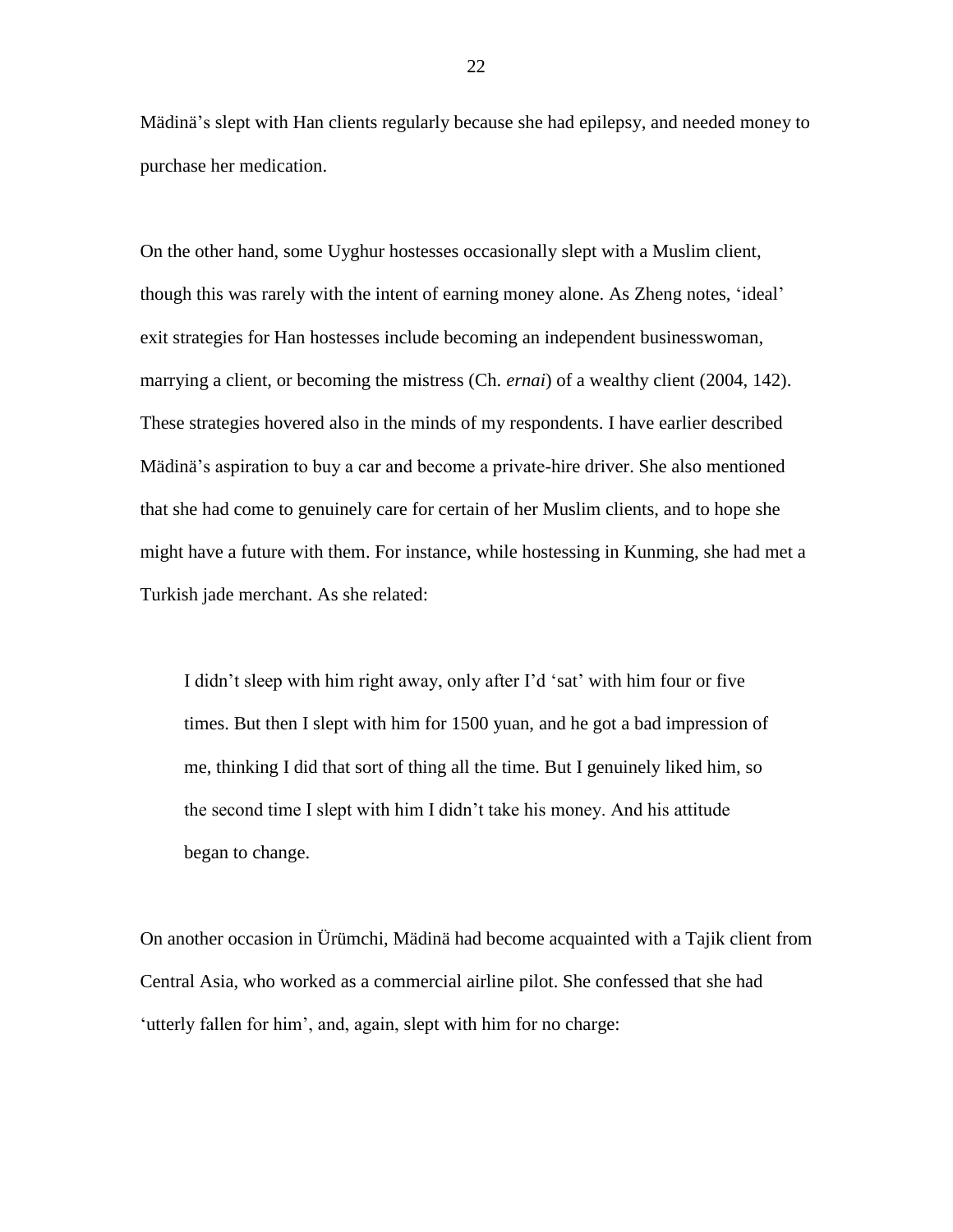Mädinä's slept with Han clients regularly because she had epilepsy, and needed money to purchase her medication.

On the other hand, some Uyghur hostesses occasionally slept with a Muslim client, though this was rarely with the intent of earning money alone. As Zheng notes, 'ideal' exit strategies for Han hostesses include becoming an independent businesswoman, marrying a client, or becoming the mistress (Ch. *ernai*) of a wealthy client (2004, 142). These strategies hovered also in the minds of my respondents. I have earlier described Mädinä's aspiration to buy a car and become a private-hire driver. She also mentioned that she had come to genuinely care for certain of her Muslim clients, and to hope she might have a future with them. For instance, while hostessing in Kunming, she had met a Turkish jade merchant. As she related:

> I didn't sleep with him right away, only after I'd 'sat' with him four or five times. But then I slept with him for 1500 yuan, and he got a bad impression of me, thinking I did that sort of thing all the time. But I genuinely liked him, so the second time I slept with him I didn't take his money. And his attitude began to change.

On another occasion in Ürümchi, Mädinä had become acquainted with a Tajik client from Central Asia, who worked as a commercial airline pilot. She confessed that she had 'utterly fallen for him', and, again, slept with him for no charge: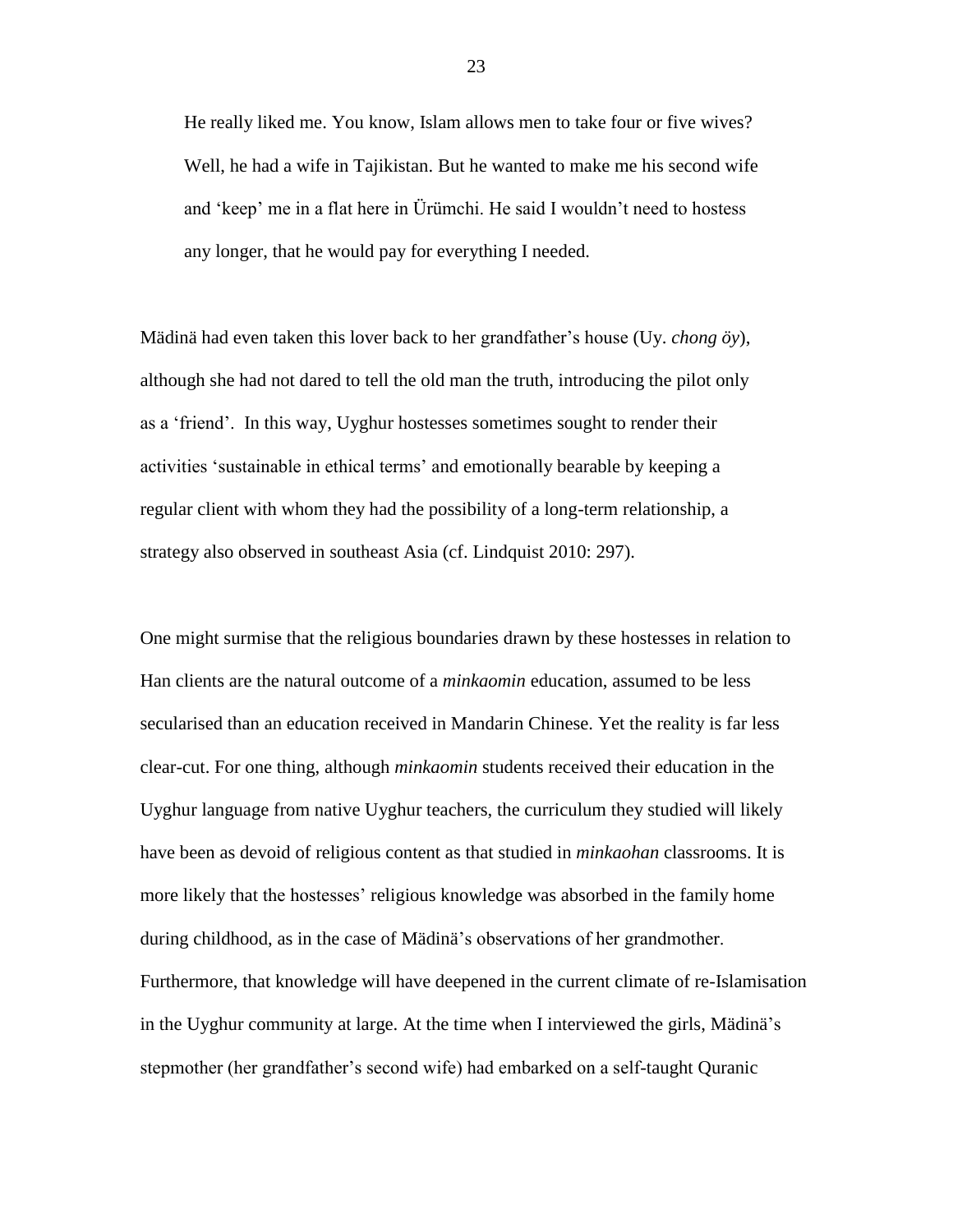> He really liked me. You know, Islam allows men to take four or five wives? Well, he had a wife in Tajikistan. But he wanted to make me his second wife and 'keep' me in a flat here in Ürümchi. He said I wouldn't need to hostess any longer, that he would pay for everything I needed.

Mädinä had even taken this lover back to her grandfather's house (Uy. *chong öy*), although she had not dared to tell the old man the truth, introducing the pilot only as a 'friend'. In this way, Uyghur hostesses sometimes sought to render their activities 'sustainable in ethical terms' and emotionally bearable by keeping a regular client with whom they had the possibility of a long-term relationship, a strategy also observed in southeast Asia (cf. Lindquist 2010: 297).

One might surmise that the religious boundaries drawn by these hostesses in relation to Han clients are the natural outcome of a *minkaomin* education, assumed to be less secularised than an education received in Mandarin Chinese. Yet the reality is far less clear-cut. For one thing, although *minkaomin* students received their education in the Uyghur language from native Uyghur teachers, the curriculum they studied will likely have been as devoid of religious content as that studied in *minkaohan* classrooms. It is more likely that the hostesses' religious knowledge was absorbed in the family home during childhood, as in the case of Mädinä's observations of her grandmother. Furthermore, that knowledge will have deepened in the current climate of re-Islamisation in the Uyghur community at large. At the time when I interviewed the girls, Mädinä's stepmother (her grandfather's second wife) had embarked on a self-taught Quranic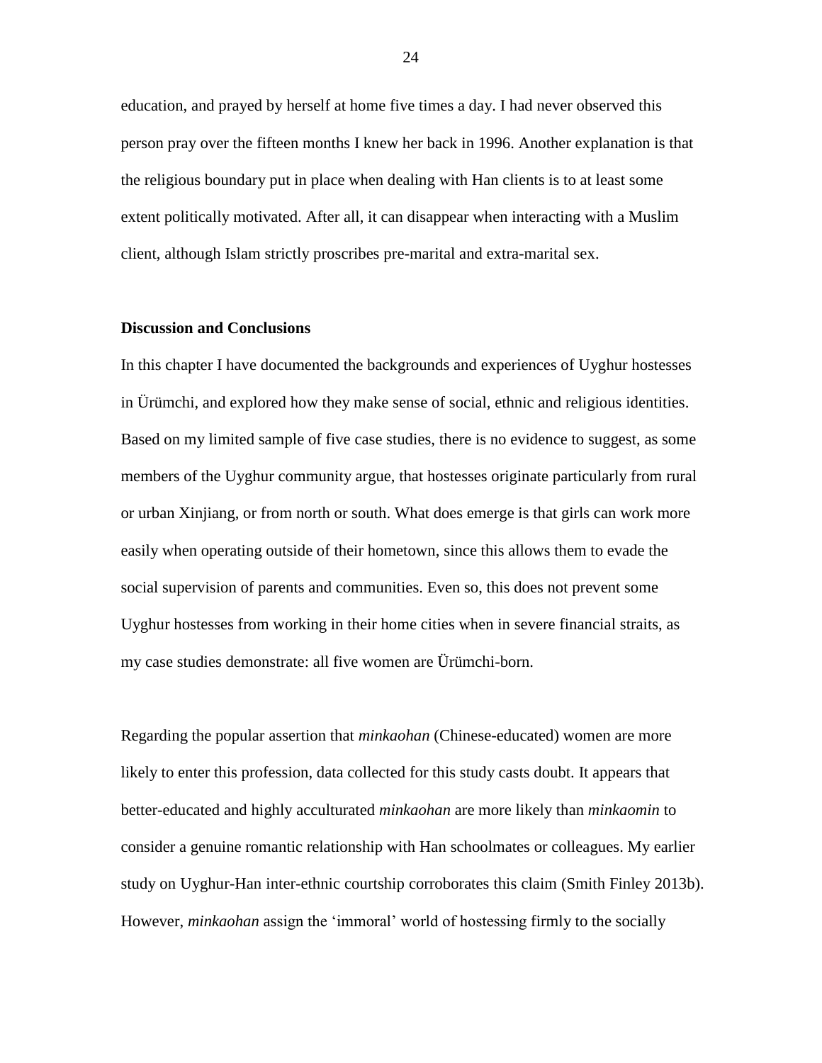education, and prayed by herself at home five times a day. I had never observed this person pray over the fifteen months I knew her back in 1996. Another explanation is that the religious boundary put in place when dealing with Han clients is to at least some extent politically motivated. After all, it can disappear when interacting with a Muslim client, although Islam strictly proscribes pre-marital and extra-marital sex.

**Discussion and Conclusions**

In this chapter I have documented the backgrounds and experiences of Uyghur hostesses in Ürümchi, and explored how they make sense of social, ethnic and religious identities. Based on my limited sample of five case studies, there is no evidence to suggest, as some members of the Uyghur community argue, that hostesses originate particularly from rural or urban Xinjiang, or from north or south. What does emerge is that girls can work more easily when operating outside of their hometown, since this allows them to evade the social supervision of parents and communities. Even so, this does not prevent some Uyghur hostesses from working in their home cities when in severe financial straits, as my case studies demonstrate: all five women are Ürümchi-born.

Regarding the popular assertion that *minkaohan* (Chinese-educated) women are more likely to enter this profession, data collected for this study casts doubt. It appears that better-educated and highly acculturated *minkaohan* are more likely than *minkaomin* to consider a genuine romantic relationship with Han schoolmates or colleagues. My earlier study on Uyghur-Han inter-ethnic courtship corroborates this claim (Smith Finley 2013b). However, *minkaohan* assign the 'immoral' world of hostessing firmly to the socially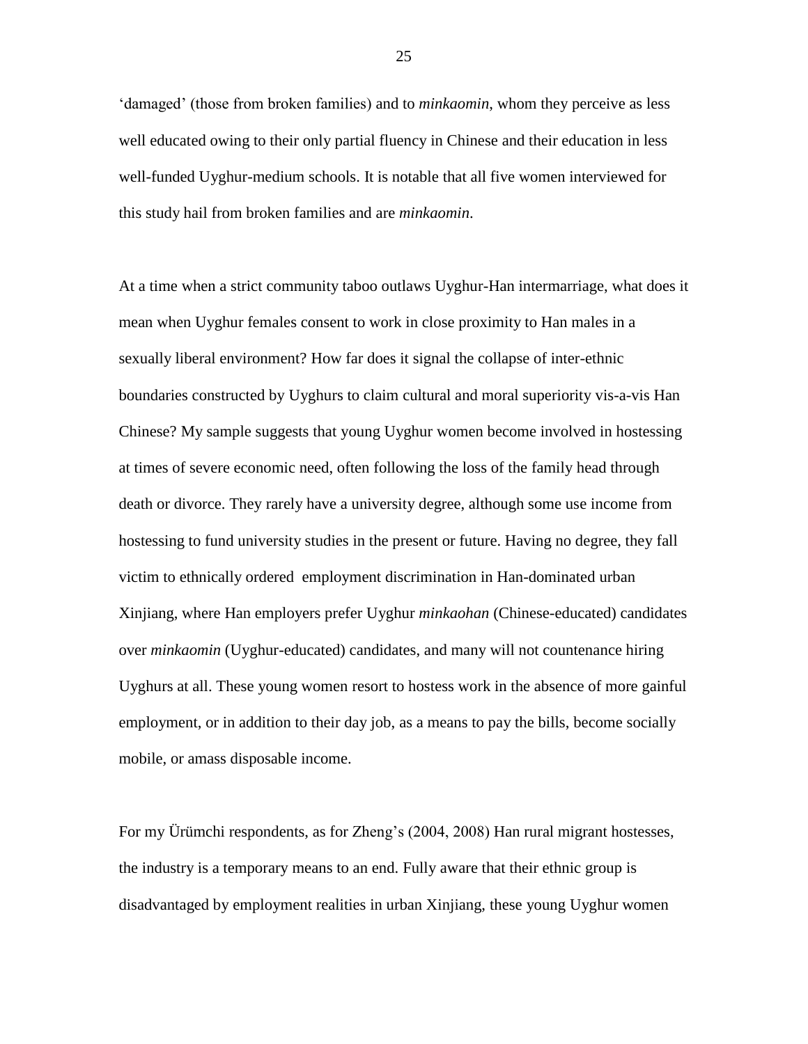'damaged' (those from broken families) and to *minkaomin*, whom they perceive as less well educated owing to their only partial fluency in Chinese and their education in less well-funded Uyghur-medium schools. It is notable that all five women interviewed for this study hail from broken families and are *minkaomin*.

At a time when a strict community taboo outlaws Uyghur-Han intermarriage, what does it mean when Uyghur females consent to work in close proximity to Han males in a sexually liberal environment? How far does it signal the collapse of inter-ethnic boundaries constructed by Uyghurs to claim cultural and moral superiority vis-a-vis Han Chinese? My sample suggests that young Uyghur women become involved in hostessing at times of severe economic need, often following the loss of the family head through death or divorce. They rarely have a university degree, although some use income from hostessing to fund university studies in the present or future. Having no degree, they fall victim to ethnically ordered employment discrimination in Han-dominated urban Xinjiang, where Han employers prefer Uyghur *minkaohan* (Chinese-educated) candidates over *minkaomin* (Uyghur-educated) candidates, and many will not countenance hiring Uyghurs at all. These young women resort to hostess work in the absence of more gainful employment, or in addition to their day job, as a means to pay the bills, become socially mobile, or amass disposable income.

For my Ürümchi respondents, as for Zheng's (2004, 2008) Han rural migrant hostesses, the industry is a temporary means to an end. Fully aware that their ethnic group is disadvantaged by employment realities in urban Xinjiang, these young Uyghur women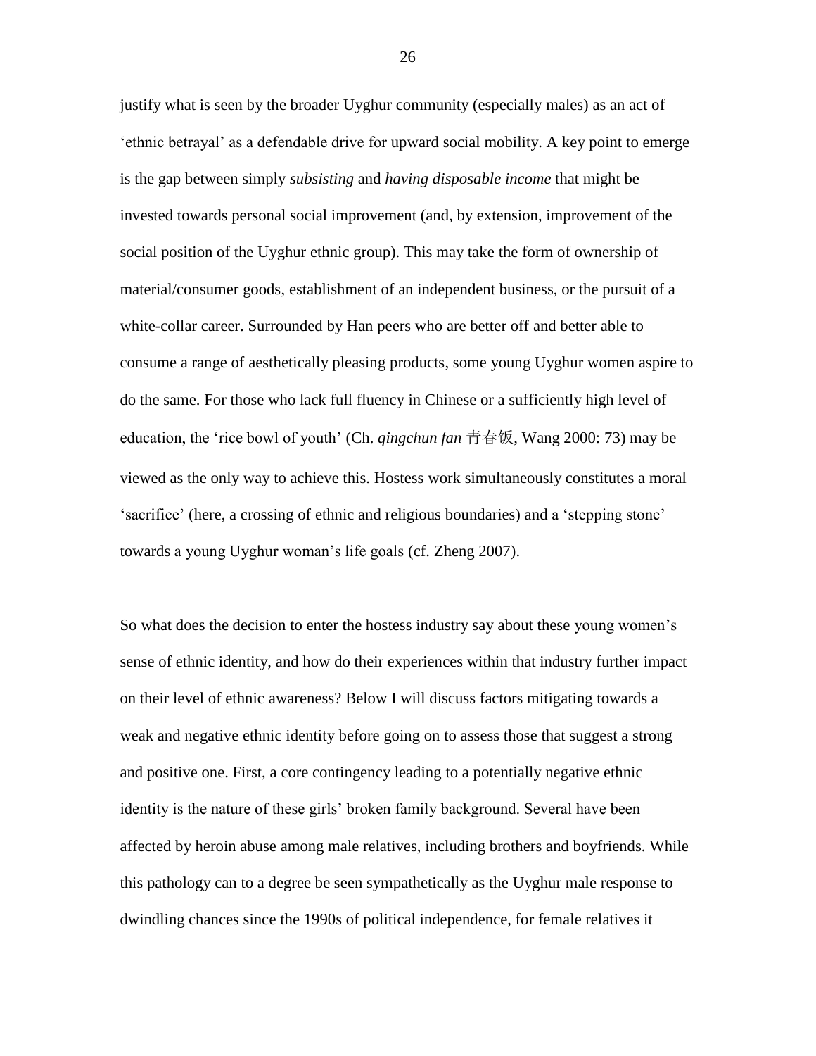justify what is seen by the broader Uyghur community (especially males) as an act of 'ethnic betrayal' as a defendable drive for upward social mobility. A key point to emerge is the gap between simply *subsisting* and *having disposable income* that might be invested towards personal social improvement (and, by extension, improvement of the social position of the Uyghur ethnic group). This may take the form of ownership of material/consumer goods, establishment of an independent business, or the pursuit of a white-collar career. Surrounded by Han peers who are better off and better able to consume a range of aesthetically pleasing products, some young Uyghur women aspire to do the same. For those who lack full fluency in Chinese or a sufficiently high level of education, the 'rice bowl of youth' (Ch. *qingchun fan* 青春饭, Wang 2000: 73) may be viewed as the only way to achieve this. Hostess work simultaneously constitutes a moral 'sacrifice' (here, a crossing of ethnic and religious boundaries) and a 'stepping stone' towards a young Uyghur woman's life goals (cf. Zheng 2007).

So what does the decision to enter the hostess industry say about these young women's sense of ethnic identity, and how do their experiences within that industry further impact on their level of ethnic awareness? Below I will discuss factors mitigating towards a weak and negative ethnic identity before going on to assess those that suggest a strong and positive one. First, a core contingency leading to a potentially negative ethnic identity is the nature of these girls' broken family background. Several have been affected by heroin abuse among male relatives, including brothers and boyfriends. While this pathology can to a degree be seen sympathetically as the Uyghur male response to dwindling chances since the 1990s of political independence, for female relatives it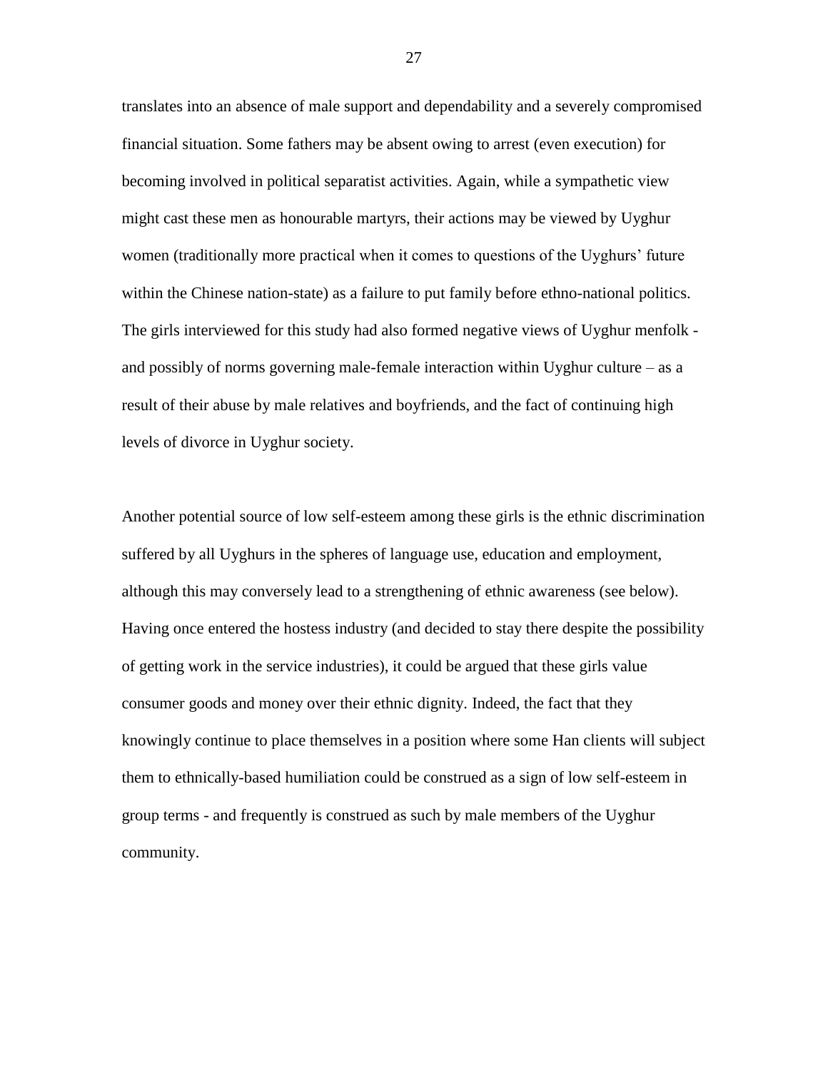translates into an absence of male support and dependability and a severely compromised financial situation. Some fathers may be absent owing to arrest (even execution) for becoming involved in political separatist activities. Again, while a sympathetic view might cast these men as honourable martyrs, their actions may be viewed by Uyghur women (traditionally more practical when it comes to questions of the Uyghurs' future within the Chinese nation-state) as a failure to put family before ethno-national politics. The girls interviewed for this study had also formed negative views of Uyghur menfolk - and possibly of norms governing male-female interaction within Uyghur culture – as a result of their abuse by male relatives and boyfriends, and the fact of continuing high levels of divorce in Uyghur society.

Another potential source of low self-esteem among these girls is the ethnic discrimination suffered by all Uyghurs in the spheres of language use, education and employment, although this may conversely lead to a strengthening of ethnic awareness (see below). Having once entered the hostess industry (and decided to stay there despite the possibility of getting work in the service industries), it could be argued that these girls value consumer goods and money over their ethnic dignity. Indeed, the fact that they knowingly continue to place themselves in a position where some Han clients will subject them to ethnically-based humiliation could be construed as a sign of low self-esteem in group terms - and frequently is construed as such by male members of the Uyghur community.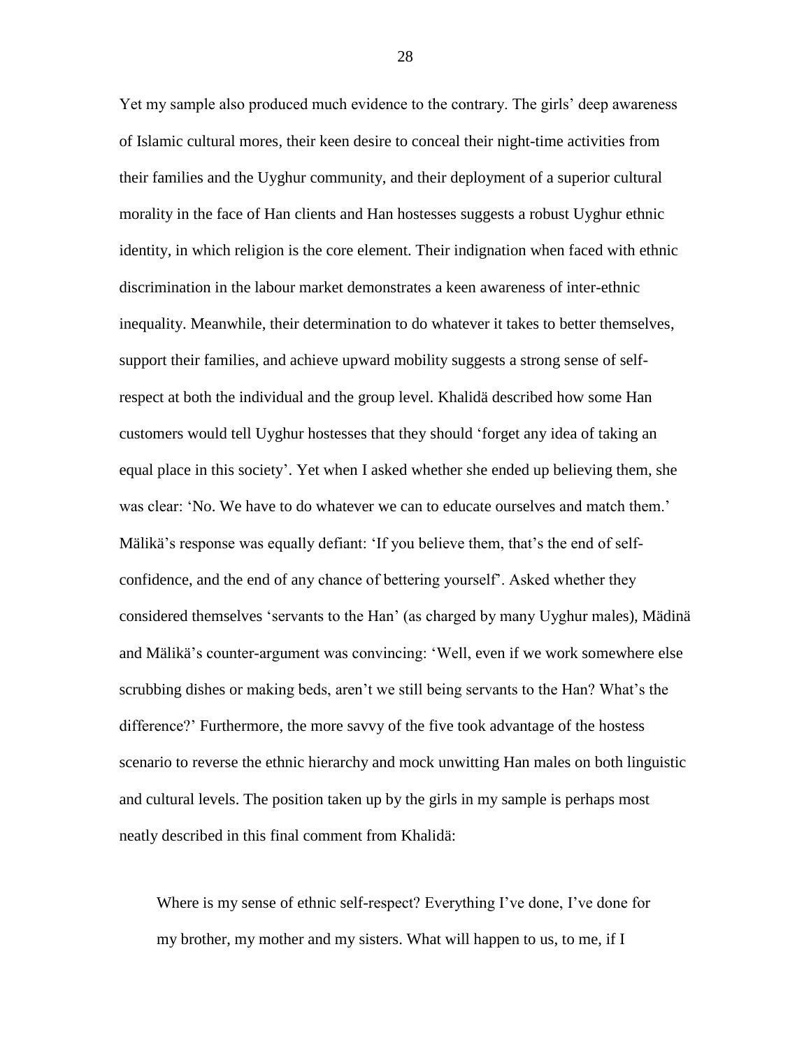Yet my sample also produced much evidence to the contrary. The girls' deep awareness of Islamic cultural mores, their keen desire to conceal their night-time activities from their families and the Uyghur community, and their deployment of a superior cultural morality in the face of Han clients and Han hostesses suggests a robust Uyghur ethnic identity, in which religion is the core element. Their indignation when faced with ethnic discrimination in the labour market demonstrates a keen awareness of inter-ethnic inequality. Meanwhile, their determination to do whatever it takes to better themselves, support their families, and achieve upward mobility suggests a strong sense of self-respect at both the individual and the group level. Khalidä described how some Han customers would tell Uyghur hostesses that they should 'forget any idea of taking an equal place in this society'. Yet when I asked whether she ended up believing them, she was clear: 'No. We have to do whatever we can to educate ourselves and match them.' Mälikä's response was equally defiant: 'If you believe them, that's the end of self-confidence, and the end of any chance of bettering yourself'. Asked whether they considered themselves 'servants to the Han' (as charged by many Uyghur males), Mädinä and Mälikä's counter-argument was convincing: 'Well, even if we work somewhere else scrubbing dishes or making beds, aren't we still being servants to the Han? What's the difference?' Furthermore, the more savvy of the five took advantage of the hostess scenario to reverse the ethnic hierarchy and mock unwitting Han males on both linguistic and cultural levels. The position taken up by the girls in my sample is perhaps most neatly described in this final comment from Khalidä:

> Where is my sense of ethnic self-respect? Everything I've done, I've done for my brother, my mother and my sisters. What will happen to us, to me, if I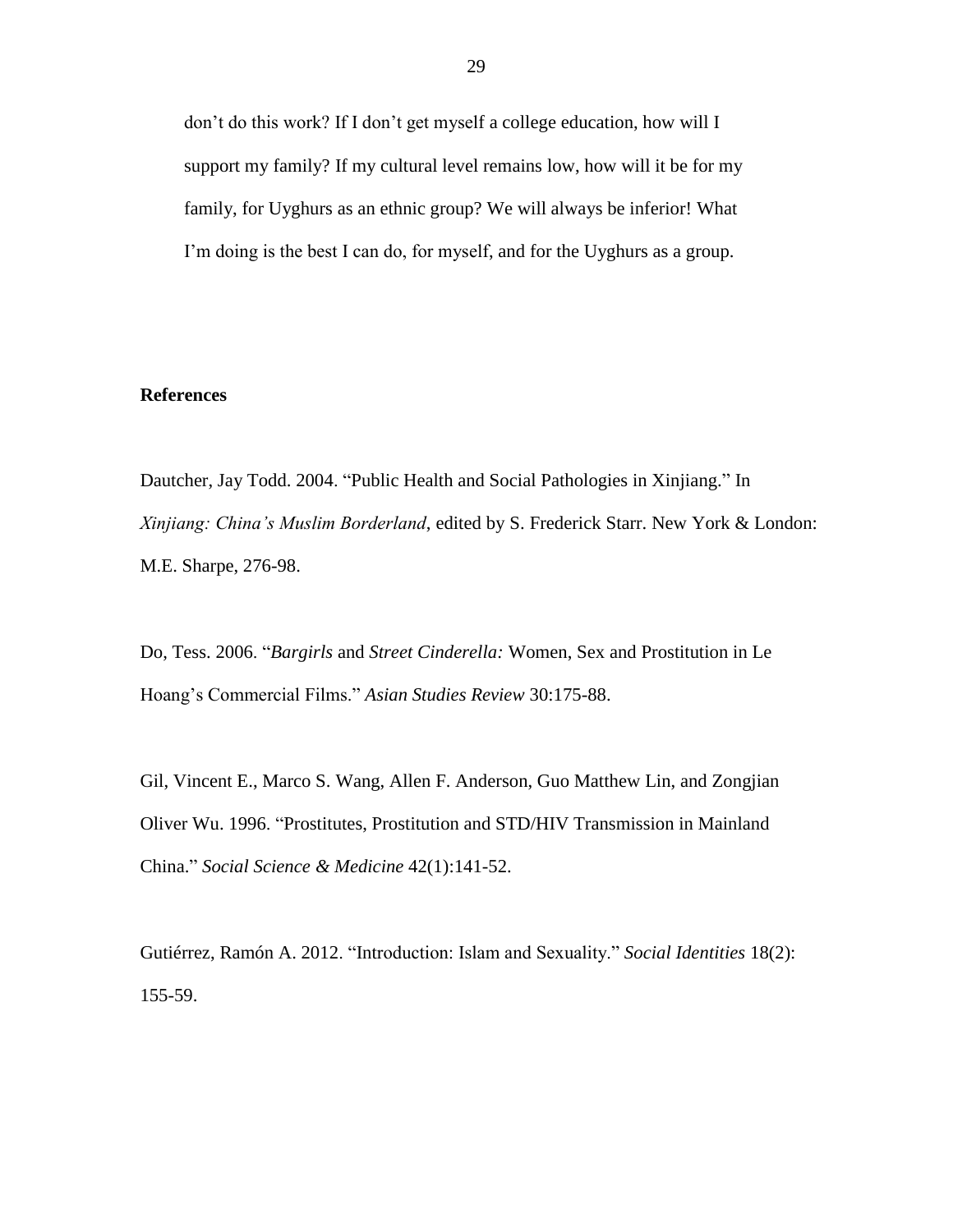> don't do this work? If I don't get myself a college education, how will I support my family? If my cultural level remains low, how will it be for my family, for Uyghurs as an ethnic group? We will always be inferior! What I'm doing is the best I can do, for myself, and for the Uyghurs as a group.

## References

Dautcher, Jay Todd. 2004. "Public Health and Social Pathologies in Xinjiang." In *Xinjiang: China's Muslim Borderland*, edited by S. Frederick Starr. New York & London: M.E. Sharpe, 276-98.

Do, Tess. 2006. "*Bargirls* and *Street Cinderella:* Women, Sex and Prostitution in Le Hoang's Commercial Films." *Asian Studies Review* 30:175-88.

Gil, Vincent E., Marco S. Wang, Allen F. Anderson, Guo Matthew Lin, and Zongjian Oliver Wu. 1996. "Prostitutes, Prostitution and STD/HIV Transmission in Mainland China." *Social Science & Medicine* 42(1):141-52.

Gutiérrez, Ramón A. 2012. "Introduction: Islam and Sexuality." *Social Identities* 18(2): 155-59.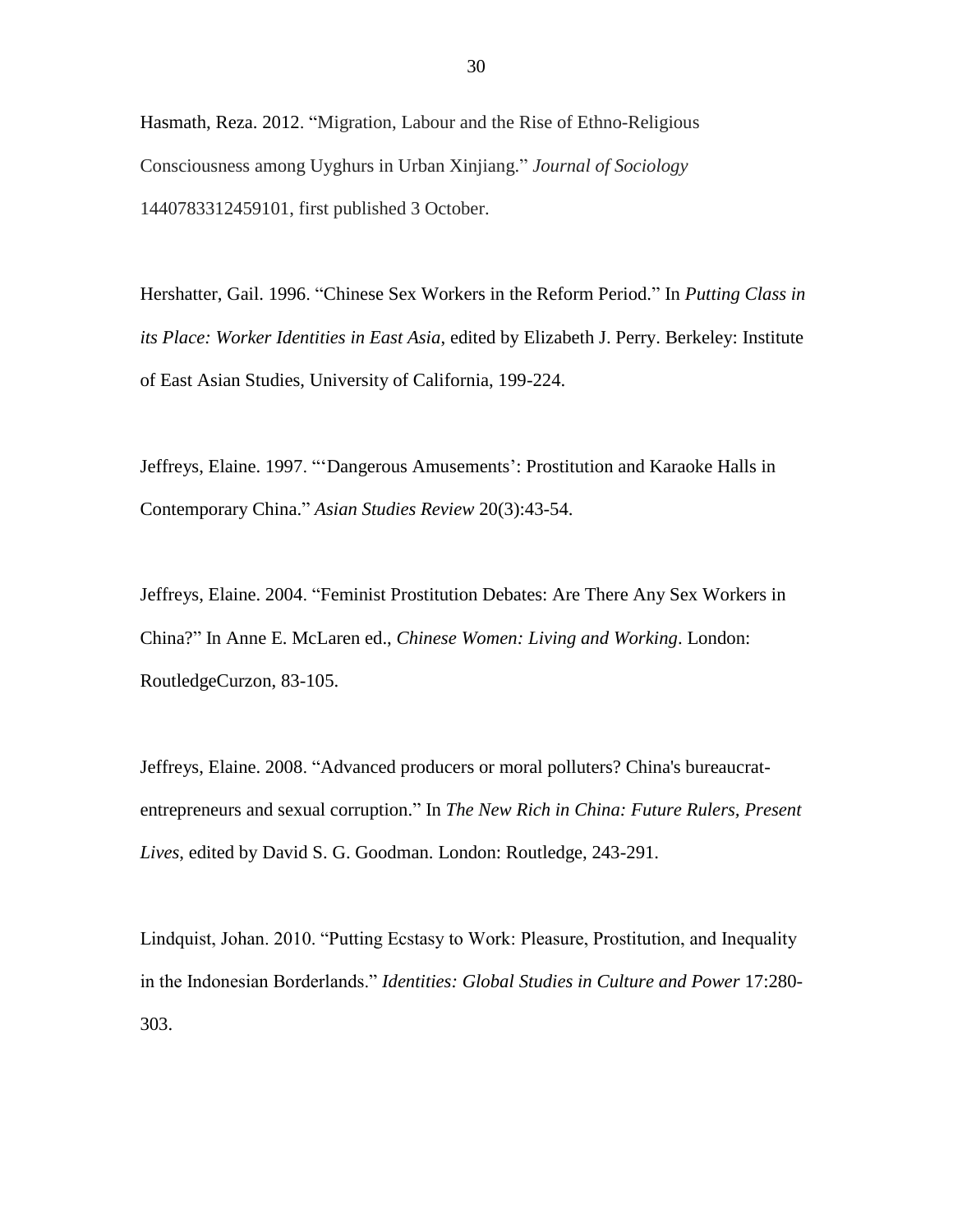Hasmath, Reza. 2012. "Migration, Labour and the Rise of Ethno-Religious Consciousness among Uyghurs in Urban Xinjiang." *Journal of Sociology* 1440783312459101, first published 3 October.

Hershatter, Gail. 1996. "Chinese Sex Workers in the Reform Period." In *Putting Class in its Place: Worker Identities in East Asia*, edited by Elizabeth J. Perry. Berkeley: Institute of East Asian Studies, University of California, 199-224.

Jeffreys, Elaine. 1997. "'Dangerous Amusements': Prostitution and Karaoke Halls in Contemporary China." *Asian Studies Review* 20(3):43-54.

Jeffreys, Elaine. 2004. "Feminist Prostitution Debates: Are There Any Sex Workers in China?" In Anne E. McLaren ed., *Chinese Women: Living and Working*. London: RoutledgeCurzon, 83-105.

Jeffreys, Elaine. 2008. "Advanced producers or moral polluters? China's bureaucrat-entrepreneurs and sexual corruption." In *The New Rich in China: Future Rulers, Present Lives*, edited by David S. G. Goodman. London: Routledge, 243-291.

Lindquist, Johan. 2010. "Putting Ecstasy to Work: Pleasure, Prostitution, and Inequality in the Indonesian Borderlands." *Identities: Global Studies in Culture and Power* 17:280-303.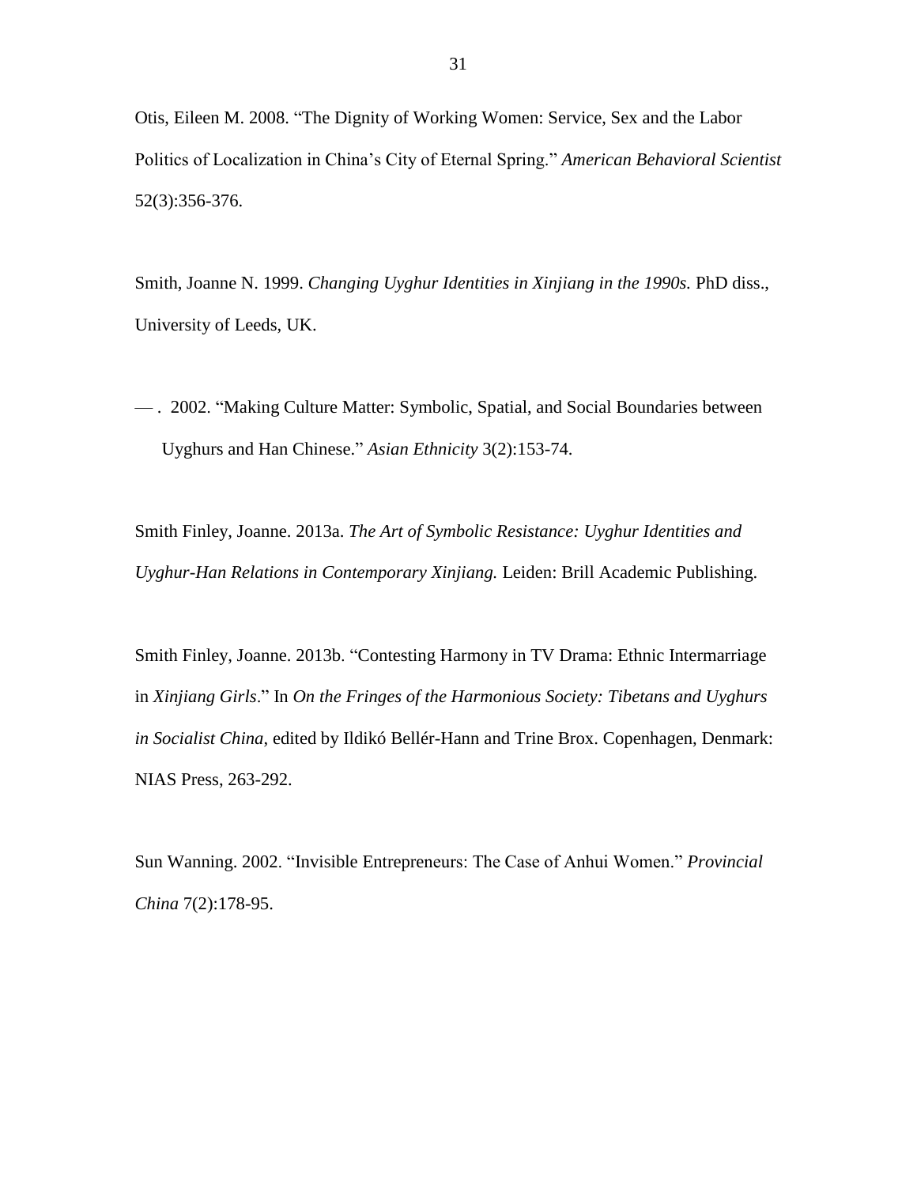Otis, Eileen M. 2008. "The Dignity of Working Women: Service, Sex and the Labor Politics of Localization in China's City of Eternal Spring." *American Behavioral Scientist* 52(3):356-376.

Smith, Joanne N. 1999. *Changing Uyghur Identities in Xinjiang in the 1990s.* PhD diss., University of Leeds, UK.

— . 2002. "Making Culture Matter: Symbolic, Spatial, and Social Boundaries between Uyghurs and Han Chinese." *Asian Ethnicity* 3(2):153-74.

Smith Finley, Joanne. 2013a. *The Art of Symbolic Resistance: Uyghur Identities and Uyghur-Han Relations in Contemporary Xinjiang.* Leiden: Brill Academic Publishing.

Smith Finley, Joanne. 2013b. "Contesting Harmony in TV Drama: Ethnic Intermarriage in *Xinjiang Girls*." In *On the Fringes of the Harmonious Society: Tibetans and Uyghurs in Socialist China*, edited by Ildikó Bellér-Hann and Trine Brox. Copenhagen, Denmark: NIAS Press, 263-292.

Sun Wanning. 2002. "Invisible Entrepreneurs: The Case of Anhui Women." *Provincial China* 7(2):178-95.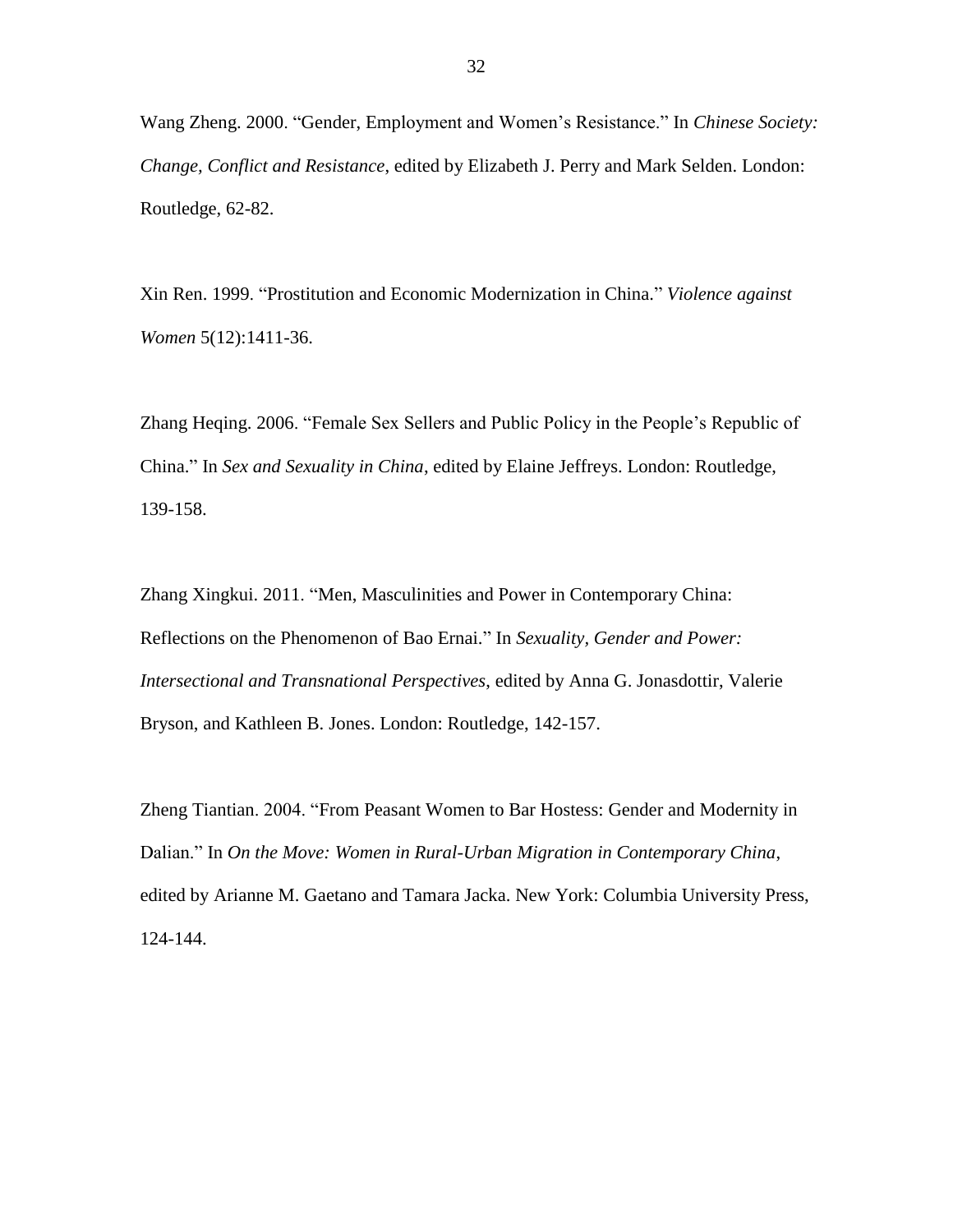Wang Zheng. 2000. “Gender, Employment and Women’s Resistance.” In *Chinese Society: Change, Conflict and Resistance*, edited by Elizabeth J. Perry and Mark Selden. London: Routledge, 62-82.

Xin Ren. 1999. “Prostitution and Economic Modernization in China.” *Violence against Women* 5(12):1411-36.

Zhang Heqing. 2006. “Female Sex Sellers and Public Policy in the People’s Republic of China.” In *Sex and Sexuality in China*, edited by Elaine Jeffreys. London: Routledge, 139-158.

Zhang Xingkui. 2011. “Men, Masculinities and Power in Contemporary China: Reflections on the Phenomenon of Bao Ernai.” In *Sexuality, Gender and Power: Intersectional and Transnational Perspectives*, edited by Anna G. Jonasdottir, Valerie Bryson, and Kathleen B. Jones. London: Routledge, 142-157.

Zheng Tiantian. 2004. “From Peasant Women to Bar Hostess: Gender and Modernity in Dalian.” In *On the Move: Women in Rural-Urban Migration in Contemporary China*, edited by Arianne M. Gaetano and Tamara Jacka. New York: Columbia University Press, 124-144.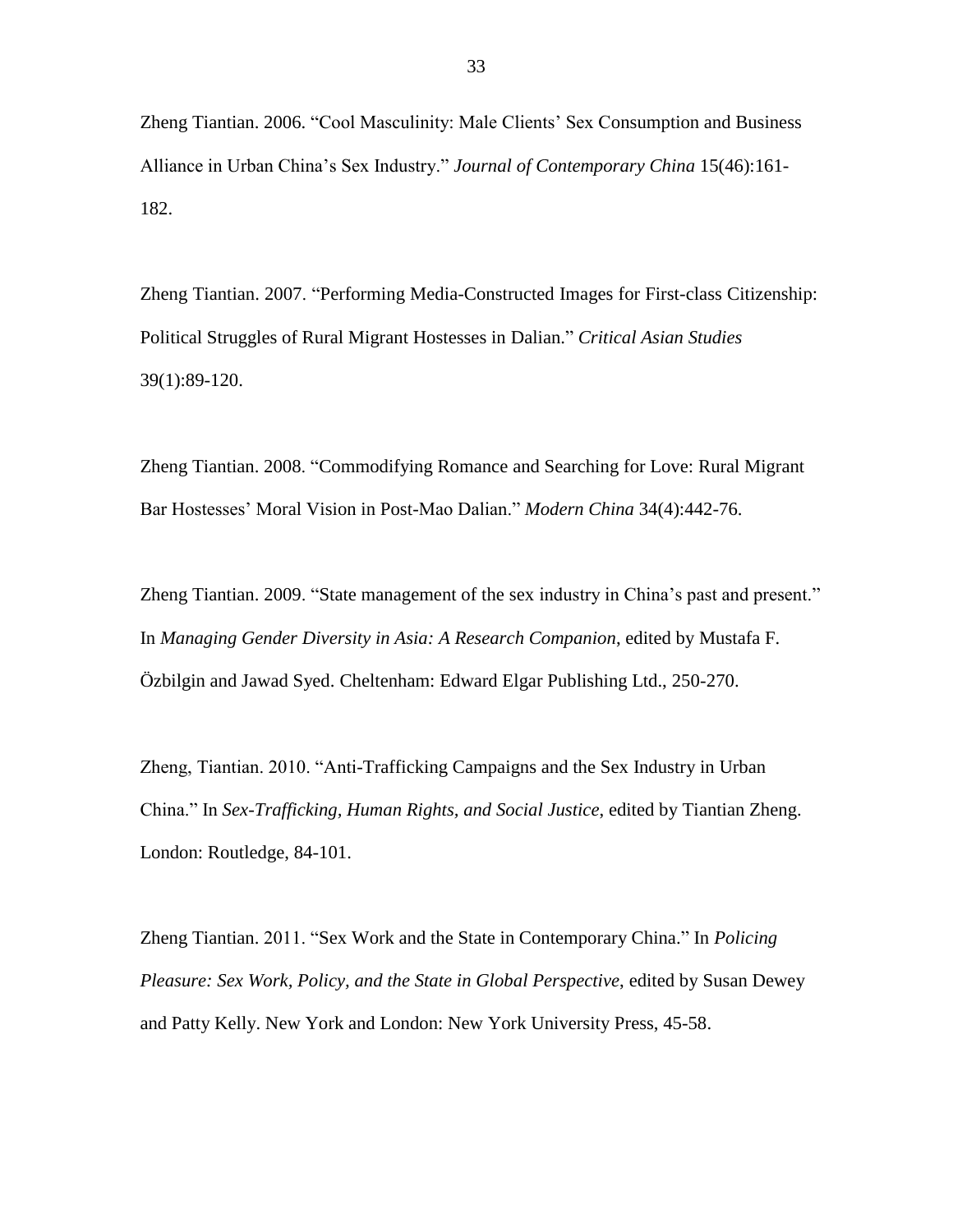Zheng Tiantian. 2006. "Cool Masculinity: Male Clients' Sex Consumption and Business Alliance in Urban China's Sex Industry." *Journal of Contemporary China* 15(46):161-182.

Zheng Tiantian. 2007. "Performing Media-Constructed Images for First-class Citizenship: Political Struggles of Rural Migrant Hostesses in Dalian." *Critical Asian Studies* 39(1):89-120.

Zheng Tiantian. 2008. "Commodifying Romance and Searching for Love: Rural Migrant Bar Hostesses' Moral Vision in Post-Mao Dalian." *Modern China* 34(4):442-76.

Zheng Tiantian. 2009. "State management of the sex industry in China's past and present." In *Managing Gender Diversity in Asia: A Research Companion*, edited by Mustafa F. Özbilgin and Jawad Syed. Cheltenham: Edward Elgar Publishing Ltd., 250-270.

Zheng, Tiantian. 2010. "Anti-Trafficking Campaigns and the Sex Industry in Urban China." In *Sex-Trafficking, Human Rights, and Social Justice*, edited by Tiantian Zheng. London: Routledge, 84-101.

Zheng Tiantian. 2011. "Sex Work and the State in Contemporary China." In *Policing Pleasure: Sex Work, Policy, and the State in Global Perspective*, edited by Susan Dewey and Patty Kelly. New York and London: New York University Press, 45-58.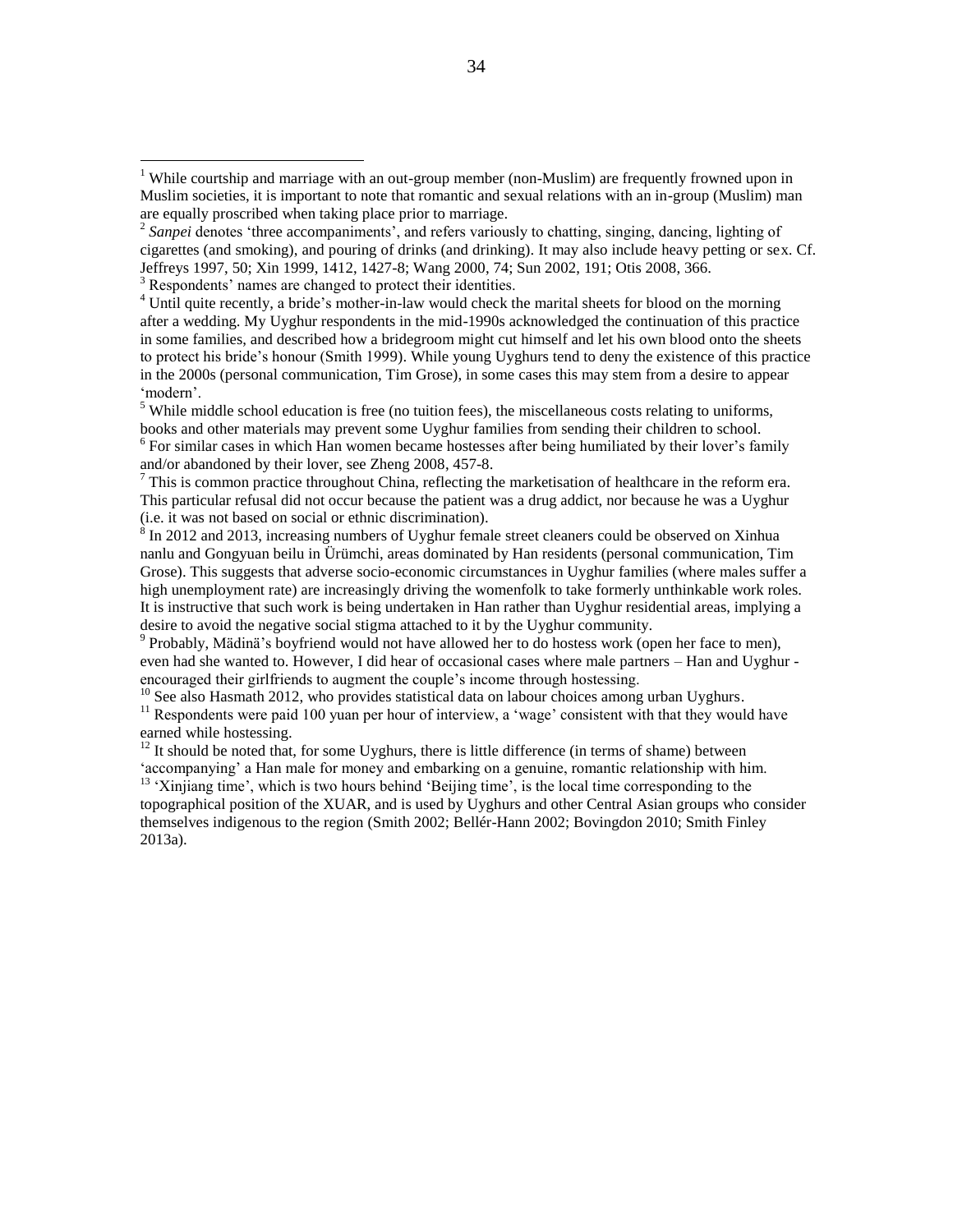[1] While courtship and marriage with an out-group member (non-Muslim) are frequently frowned upon in Muslim societies, it is important to note that romantic and sexual relations with an in-group (Muslim) man are equally proscribed when taking place prior to marriage.

[2] *Sanpei* denotes 'three accompaniments', and refers variously to chatting, singing, dancing, lighting of cigarettes (and smoking), and pouring of drinks (and drinking). It may also include heavy petting or sex. Cf. Jeffreys 1997, 50; Xin 1999, 1412, 1427-8; Wang 2000, 74; Sun 2002, 191; Otis 2008, 366.

[3] Respondents' names are changed to protect their identities.

[4] Until quite recently, a bride's mother-in-law would check the marital sheets for blood on the morning after a wedding. My Uyghur respondents in the mid-1990s acknowledged the continuation of this practice in some families, and described how a bridegroom might cut himself and let his own blood onto the sheets to protect his bride's honour (Smith 1999). While young Uyghurs tend to deny the existence of this practice in the 2000s (personal communication, Tim Grose), in some cases this may stem from a desire to appear 'modern'.

[5] While middle school education is free (no tuition fees), the miscellaneous costs relating to uniforms, books and other materials may prevent some Uyghur families from sending their children to school.

[6] For similar cases in which Han women became hostesses after being humiliated by their lover's family and/or abandoned by their lover, see Zheng 2008, 457-8.

[7] This is common practice throughout China, reflecting the marketisation of healthcare in the reform era. This particular refusal did not occur because the patient was a drug addict, nor because he was a Uyghur (i.e. it was not based on social or ethnic discrimination).

[8] In 2012 and 2013, increasing numbers of Uyghur female street cleaners could be observed on Xinhua nanlu and Gongyuan beilu in Ürümchi, areas dominated by Han residents (personal communication, Tim Grose). This suggests that adverse socio-economic circumstances in Uyghur families (where males suffer a high unemployment rate) are increasingly driving the womenfolk to take formerly unthinkable work roles. It is instructive that such work is being undertaken in Han rather than Uyghur residential areas, implying a desire to avoid the negative social stigma attached to it by the Uyghur community.

[9] Probably, Mädinä's boyfriend would not have allowed her to do hostess work (open her face to men), even had she wanted to. However, I did hear of occasional cases where male partners – Han and Uyghur - encouraged their girlfriends to augment the couple's income through hostessing.

[10] See also Hasmath 2012, who provides statistical data on labour choices among urban Uyghurs.

[11] Respondents were paid 100 yuan per hour of interview, a 'wage' consistent with that they would have earned while hostessing.

[12] It should be noted that, for some Uyghurs, there is little difference (in terms of shame) between 'accompanying' a Han male for money and embarking on a genuine, romantic relationship with him.

[13] 'Xinjiang time', which is two hours behind 'Beijing time', is the local time corresponding to the topographical position of the XUAR, and is used by Uyghurs and other Central Asian groups who consider themselves indigenous to the region (Smith 2002; Bellér-Hann 2002; Bovingdon 2010; Smith Finley 2013a).